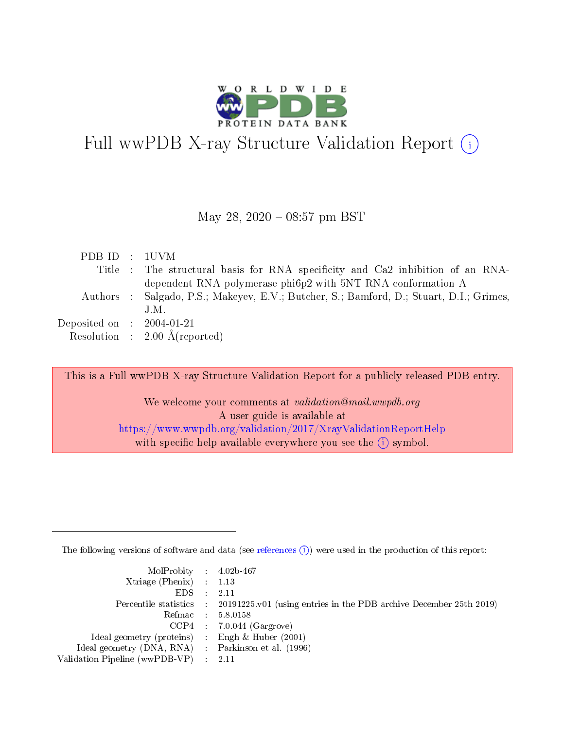# Full wwPDB X-ray Structure Validation Report (i)

May 28, 2020 – 08:57 pm BST

| | | |
|---|---|---|
| PDB ID | : | 1UVM |
| Title | : | The structural basis for RNA specificity and Ca2 inhibition of an RNA-dependent RNA polymerase phi6p2 with 5NT RNA conformation A |
| Authors | : | Salgado, P.S.; Makeyev, E.V.; Butcher, S.; Bamford, D.; Stuart, D.I.; Grimes, J.M. |
| Deposited on | : | 2004-01-21 |
| Resolution | : | 2.00 Å(reported) |

This is a Full wwPDB X-ray Structure Validation Report for a publicly released PDB entry.

We welcome your comments at *validation@mail.wwpdb.org*
A user guide is available at
https://www.wwpdb.org/validation/2017/XrayValidationReportHelp
with specific help available everywhere you see the (i) symbol.

The following versions of software and data (see references (i)) were used in the production of this report:

| | | |
|---|---|---|
| MolProbity | : | 4.02b-467 |
| Xtriage (Phenix) | : | 1.13 |
| EDS | : | 2.11 |
| Percentile statistics | : | 20191225.v01 (using entries in the PDB archive December 25th 2019) |
| Refmac | : | 5.8.0158 |
| CCP4 | : | 7.0.044 (Gargrove) |
| Ideal geometry (proteins) | : | Engh & Huber (2001) |
| Ideal geometry (DNA, RNA) | : | Parkinson et al. (1996) |
| Validation Pipeline (wwPDB-VP) | : | 2.11 |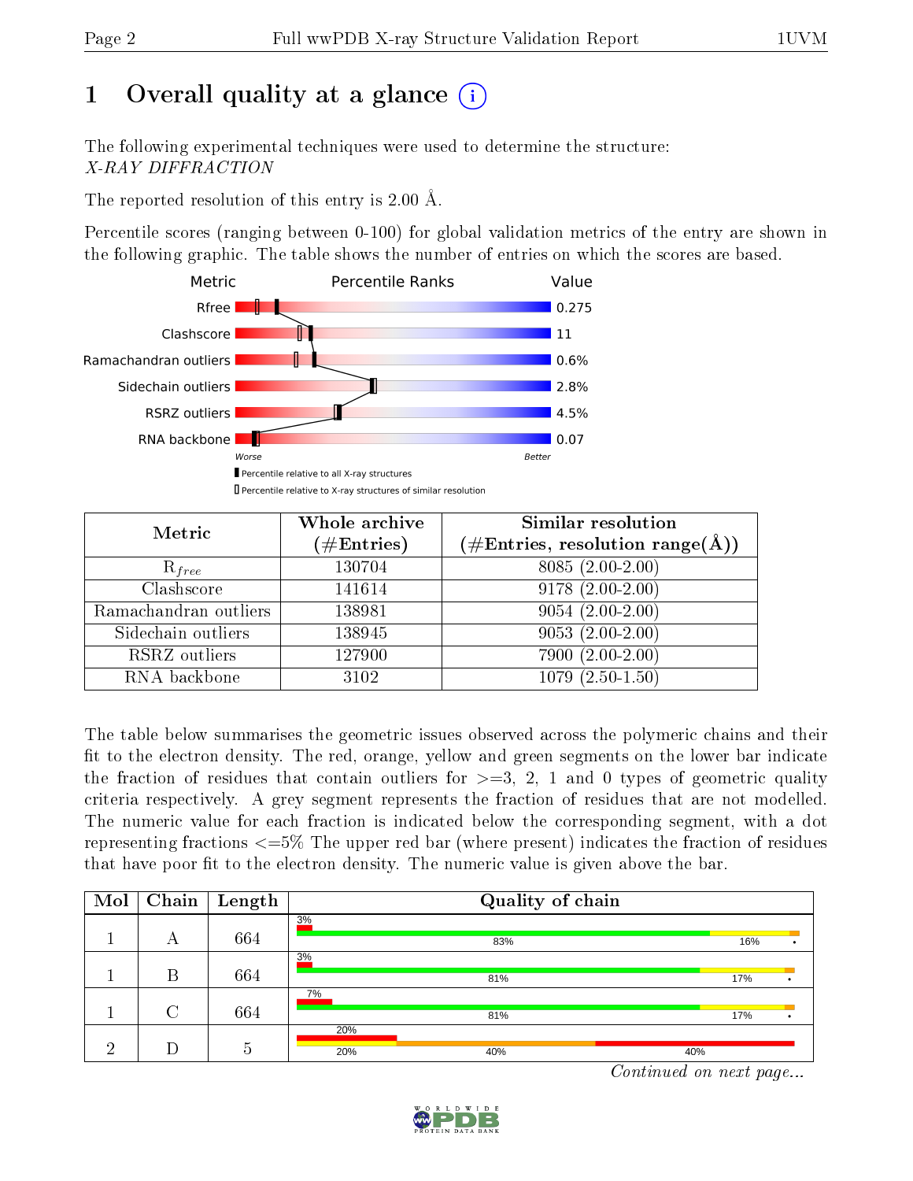# 1 Overall quality at a glance (i)

The following experimental techniques were used to determine the structure: *X-RAY DIFFRACTION*

The reported resolution of this entry is 2.00 Å.

Percentile scores (ranging between 0-100) for global validation metrics of the entry are shown in the following graphic. The table shows the number of entries on which the scores are based.

| Metric | Value |
|---|---|
| Rfree | 0.275 |
| Clashscore | 11 |
| Ramachandran outliers | 0.6% |
| Sidechain outliers | 2.8% |
| RSRZ outliers | 4.5% |
| RNA backbone | 0.07 |

Worse — Better

■ Percentile relative to all X-ray structures
□ Percentile relative to X-ray structures of similar resolution

| Metric | Whole archive (#Entries) | Similar resolution (#Entries, resolution range(Å)) |
|---|---|---|
| $R_{free}$ | 130704 | 8085 (2.00-2.00) |
| Clashscore | 141614 | 9178 (2.00-2.00) |
| Ramachandran outliers | 138981 | 9054 (2.00-2.00) |
| Sidechain outliers | 138945 | 9053 (2.00-2.00) |
| RSRZ outliers | 127900 | 7900 (2.00-2.00) |
| RNA backbone | 3102 | 1079 (2.50-1.50) |

The table below summarises the geometric issues observed across the polymeric chains and their fit to the electron density. The red, orange, yellow and green segments on the lower bar indicate the fraction of residues that contain outliers for >=3, 2, 1 and 0 types of geometric quality criteria respectively. A grey segment represents the fraction of residues that are not modelled. The numeric value for each fraction is indicated below the corresponding segment, with a dot representing fractions <=5% The upper red bar (where present) indicates the fraction of residues that have poor fit to the electron density. The numeric value is given above the bar.

| Mol | Chain | Length | Quality of chain |
|---|---|---|---|
| 1 | A | 664 | 3% / 83% 16% • |
| 1 | B | 664 | 3% / 81% 17% • |
| 1 | C | 664 | 7% / 81% 17% • |
| 2 | D | 5 | 20% / 20% 40% 40% |

*Continued on next page...*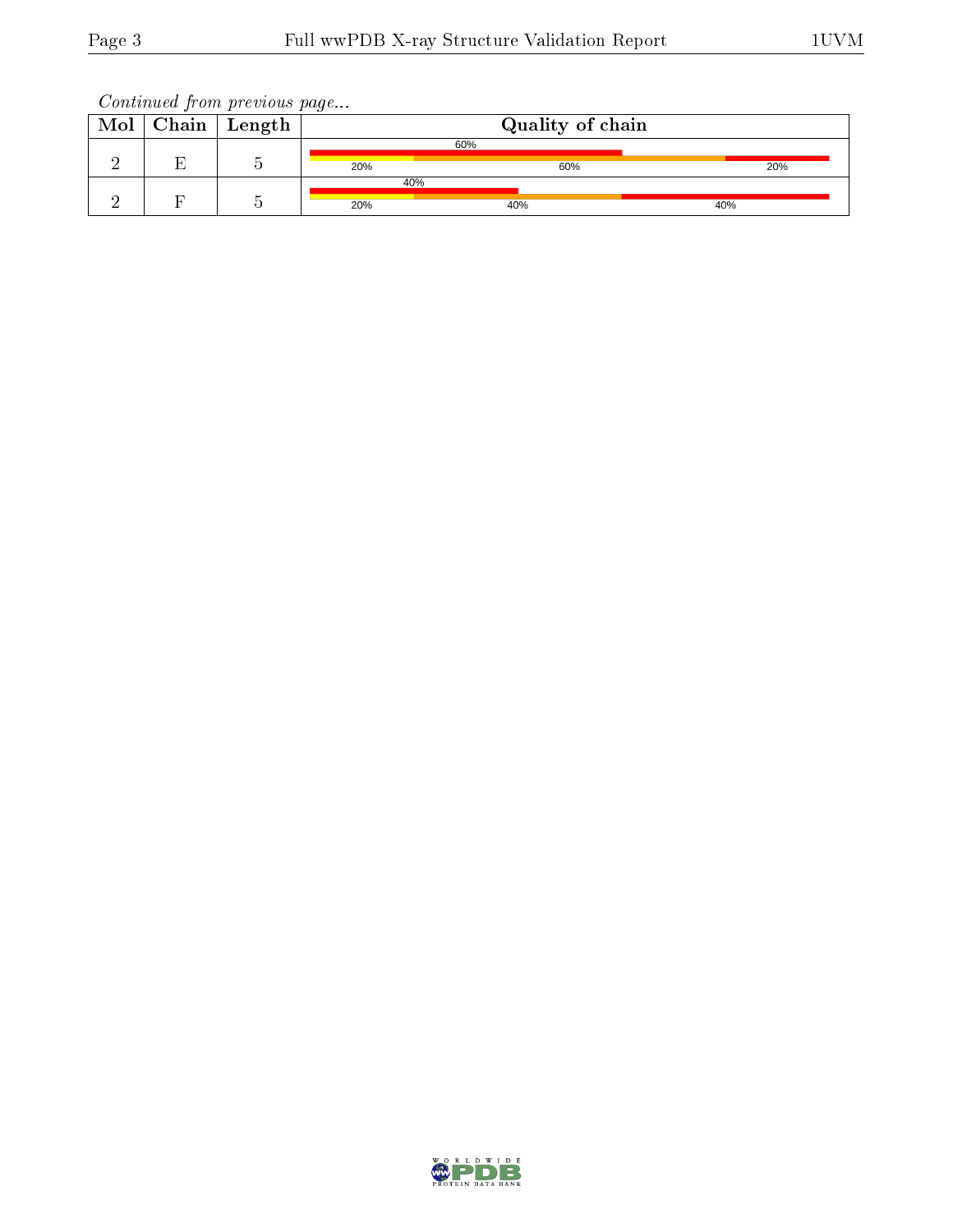*Continued from previous page...*

| Mol | Chain | Length | Quality of chain |
|---|---|---|---|
| 2 | E | 5 | 60% / 20% 60% 20% |
| 2 | F | 5 | 40% / 20% 40% 40% |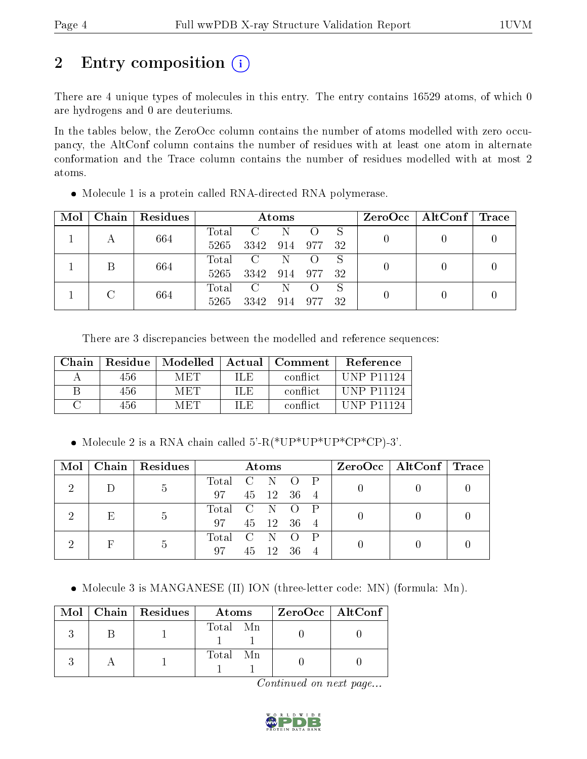## 2 Entry composition

There are 4 unique types of molecules in this entry. The entry contains 16529 atoms, of which 0 are hydrogens and 0 are deuteriums.

In the tables below, the ZeroOcc column contains the number of atoms modelled with zero occupancy, the AltConf column contains the number of residues with at least one atom in alternate conformation and the Trace column contains the number of residues modelled with at most 2 atoms.

- Molecule 1 is a protein called RNA-directed RNA polymerase.

| Mol | Chain | Residues | Atoms | | | | | ZeroOcc | AltConf | Trace |
|---|---|---|---|---|---|---|---|---|---|---|
| 1 | A | 664 | Total 5265 | C 3342 | N 914 | O 977 | S 32 | 0 | 0 | 0 |
| 1 | B | 664 | Total 5265 | C 3342 | N 914 | O 977 | S 32 | 0 | 0 | 0 |
| 1 | C | 664 | Total 5265 | C 3342 | N 914 | O 977 | S 32 | 0 | 0 | 0 |

There are 3 discrepancies between the modelled and reference sequences:

| Chain | Residue | Modelled | Actual | Comment | Reference |
|---|---|---|---|---|---|
| A | 456 | MET | ILE | conflict | UNP P11124 |
| B | 456 | MET | ILE | conflict | UNP P11124 |
| C | 456 | MET | ILE | conflict | UNP P11124 |

- Molecule 2 is a RNA chain called 5'-R(*UP*UP*UP*CP*CP)-3'.

| Mol | Chain | Residues | Atoms | | | | | ZeroOcc | AltConf | Trace |
|---|---|---|---|---|---|---|---|---|---|---|
| 2 | D | 5 | Total 97 | C 45 | N 12 | O 36 | P 4 | 0 | 0 | 0 |
| 2 | E | 5 | Total 97 | C 45 | N 12 | O 36 | P 4 | 0 | 0 | 0 |
| 2 | F | 5 | Total 97 | C 45 | N 12 | O 36 | P 4 | 0 | 0 | 0 |

- Molecule 3 is MANGANESE (II) ION (three-letter code: MN) (formula: Mn).

| Mol | Chain | Residues | Atoms | | ZeroOcc | AltConf |
|---|---|---|---|---|---|---|
| 3 | B | 1 | Total 1 | Mn 1 | 0 | 0 |
| 3 | A | 1 | Total 1 | Mn 1 | 0 | 0 |

*Continued on next page...*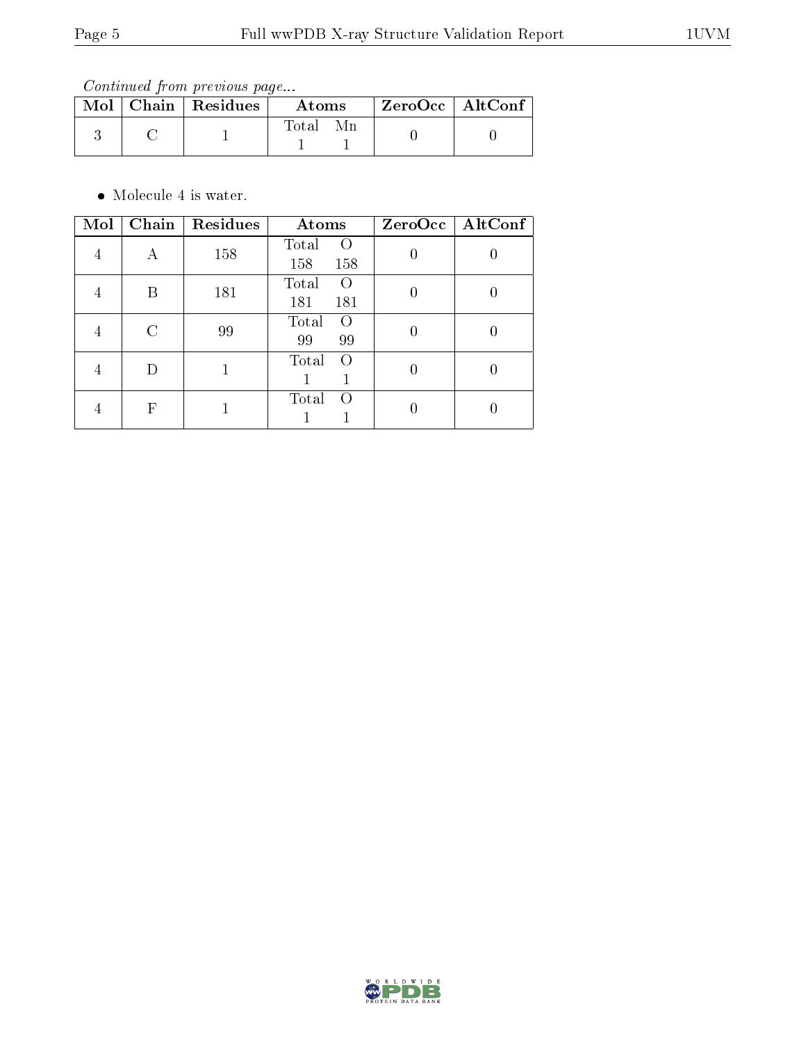*Continued from previous page...*

| Mol | Chain | Residues | Atoms | | ZeroOcc | AltConf |
|---|---|---|---|---|---|---|
| | | | Total | Mn | | |
| 3 | C | 1 | 1 | 1 | 0 | 0 |

- Molecule 4 is water.

| Mol | Chain | Residues | Atoms | | ZeroOcc | AltConf |
|---|---|---|---|---|---|---|
| | | | Total | O | | |
| 4 | A | 158 | 158 | 158 | 0 | 0 |
| 4 | B | 181 | 181 | 181 | 0 | 0 |
| 4 | C | 99 | 99 | 99 | 0 | 0 |
| 4 | D | 1 | 1 | 1 | 0 | 0 |
| 4 | F | 1 | 1 | 1 | 0 | 0 |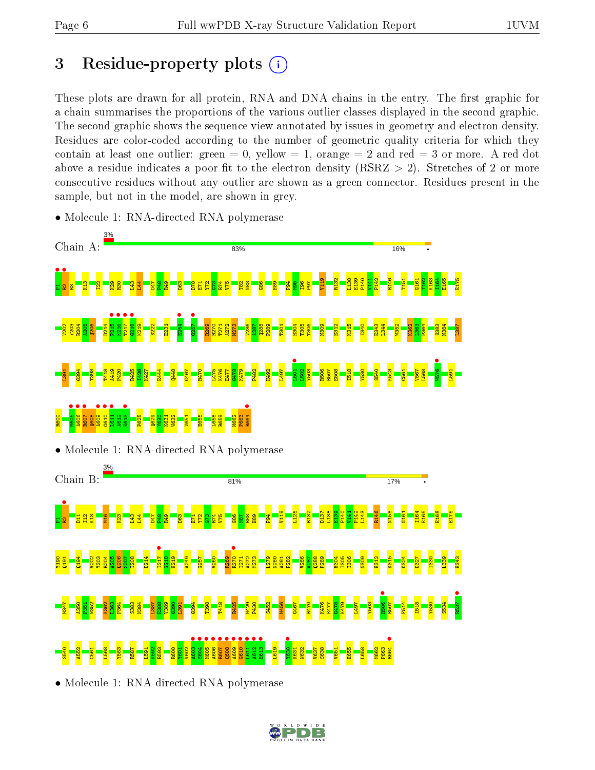# 3 Residue-property plots

These plots are drawn for all protein, RNA and DNA chains in the entry. The first graphic for a chain summarises the proportions of the various outlier classes displayed in the second graphic. The second graphic shows the sequence view annotated by issues in geometry and electron density. Residues are color-coded according to the number of geometric quality criteria for which they contain at least one outlier: green = 0, yellow = 1, orange = 2 and red = 3 or more. A red dot above a residue indicates a poor fit to the electron density (RSRZ > 2). Stretches of 2 or more consecutive residues without any outlier are shown as a green connector. Residues present in the sample, but not in the model, are shown in grey.

- Molecule 1: RNA-directed RNA polymerase

Chain A: 3% | 83% | 16% | •

P1 R2 R3 K13 I22 K29 R30 L43 L44 D47 P48 R49 D63 D70 E71 Y72 G73 R74 V75 T82 N83 G86 H89 P94 M95 I96 P97 V119 R132 L138 E139 P140 V141 P142 R146 T151 G161 T162 K163 I164 E165 E175

V202 Y203 R204 A205 Q206 D214 P215 K216 T217 G218 K219 S222 E231 E254 G257 R269 R270 T271 A272 M273 V286 A287 Q288 P289 T301 H304 T305 T306 N309 E312 K315 I340 E343 L344 W352 K362 L363 P364 S383 N384 L387

L391 G394 T398 T418 A419 P420 R425 I426 K427 E444 Q448 G467 R470 I475 K476 E477 G478 K479 P482 H492 L497 L501 L502 Y503 R506 R507 E508 I518 Y530 S540 K543 C561 V567 L568 W576 L591

R600 M605 A606 R607 Q608 A609 G610 L611 A612 E613 P625 Q629 Y630 K631 W632 V651 E655 L658 R659 M662 P663 R664

- Molecule 1: RNA-directed RNA polymerase

Chain B: 3% | 81% | 17% | •

P1 R2 D11 I12 K13 M16 K23 L43 L44 D47 P48 R49 D63 E71 Y72 G73 R74 V75 G86 M87 R88 H89 P94 V119 L125 R132 D137 L138 E139 P140 V141 P142 L143 R146 N158 G161 I164 E165 E168 E175

Y190 Q191 Q194 V202 Y203 R204 A205 Q206 S207 T208 D214 T217 G218 K219 A249 G257 V260 R269 R270 T271 A272 M273 L279 N280 A281 P282 V286 A287 Q288 P289 H304 T305 T306 N309 E312 K315 D324 D327 T330 L339 E343

M347 A350 P351 W352 K362 L363 P364 S383 N384 L387 E388 V389 G390 L391 G394 T398 T418 R425 M429 P430 S452 M456 G467 R470 K476 E477 G478 K479 L497 Y503 R506 R507 F514 I518 Y530 S534 R537

S540 A552 C561 L568 Y583 R587 L591 K592 R593 R600 Y601 V602 A603 S604 M605 A606 R607 Q608 A609 G610 L611 A612 E613 L619 Y630 K631 W632 V637 S638 V651 E655 L658 M662 P663 R664

- Molecule 1: RNA-directed RNA polymerase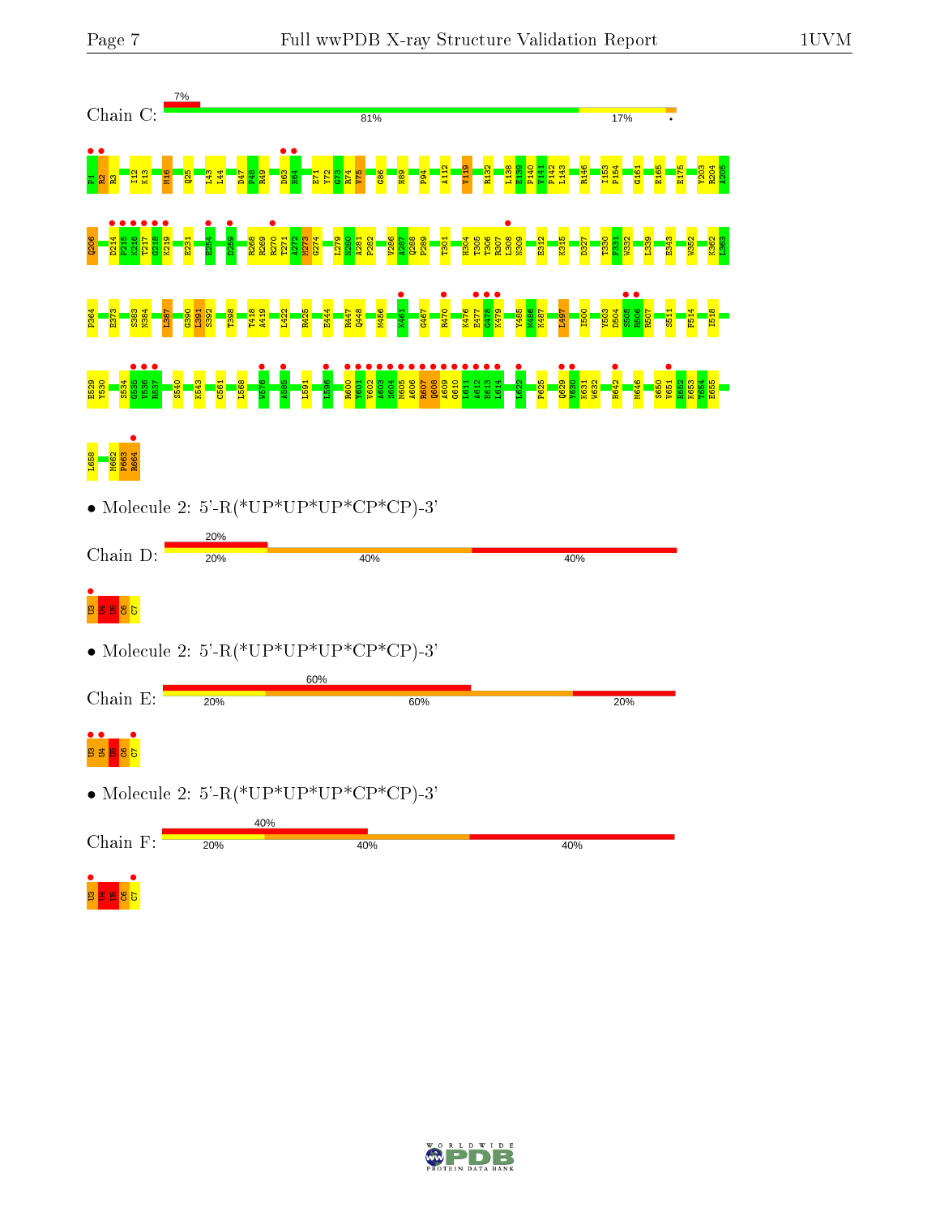Chain C: 7% | 81% | 17% | •

P1 R2 R3 I12 K13 M16 Q25 L43 L44 D47 P48 R49 D63 H64 E71 V72 G73 R74 V75 G86 H89 P94 A112 V119 R132 L138 E139 P140 V141 P142 L143 R146 I153 P154 G161 E165 E175 Y203 R204 A205

Q206 D214 P215 K216 T217 G218 K219 E231 E254 D259 R268 R269 R270 T271 A272 M273 G274 L279 N280 A281 P282 V286 A287 Q288 P289 T301 H304 T305 T306 R307 L308 N309 E312 K315 D327 T330 F331 W332 L339 E343 W352 K362 L363

P364 E373 S383 N384 L387 G390 L391 S392 T398 T418 A419 L422 R425 E444 R447 Q448 M456 K461 G467 R470 K476 E477 G478 K479 Y485 M486 K487 L497 I500 Y503 D504 S505 R506 R507 S511 F514 I518

E529 Y530 S534 G535 V536 R537 S540 K543 C561 L568 W576 A585 L591 L596 R600 Y601 V602 A603 S604 M605 A606 R607 Q608 A609 G610 L611 A612 E613 L614 L622 P625 Q629 Y630 K631 W632 H642 M646 S650 V651 E652 K653 T654 E655

L658 M662 P663 R664

- Molecule 2: 5'-R(*UP*UP*UP*CP*CP)-3'

Chain D: 20% | 20% | 40% | 40%

U3 U4 U5 C6 C7

- Molecule 2: 5'-R(*UP*UP*UP*CP*CP)-3'

Chain E: 60% | 20% | 60% | 20%

U3 U4 U5 C6 C7

- Molecule 2: 5'-R(*UP*UP*UP*CP*CP)-3'

Chain F: 40% | 20% | 40% | 40%

U3 U4 U5 C6 C7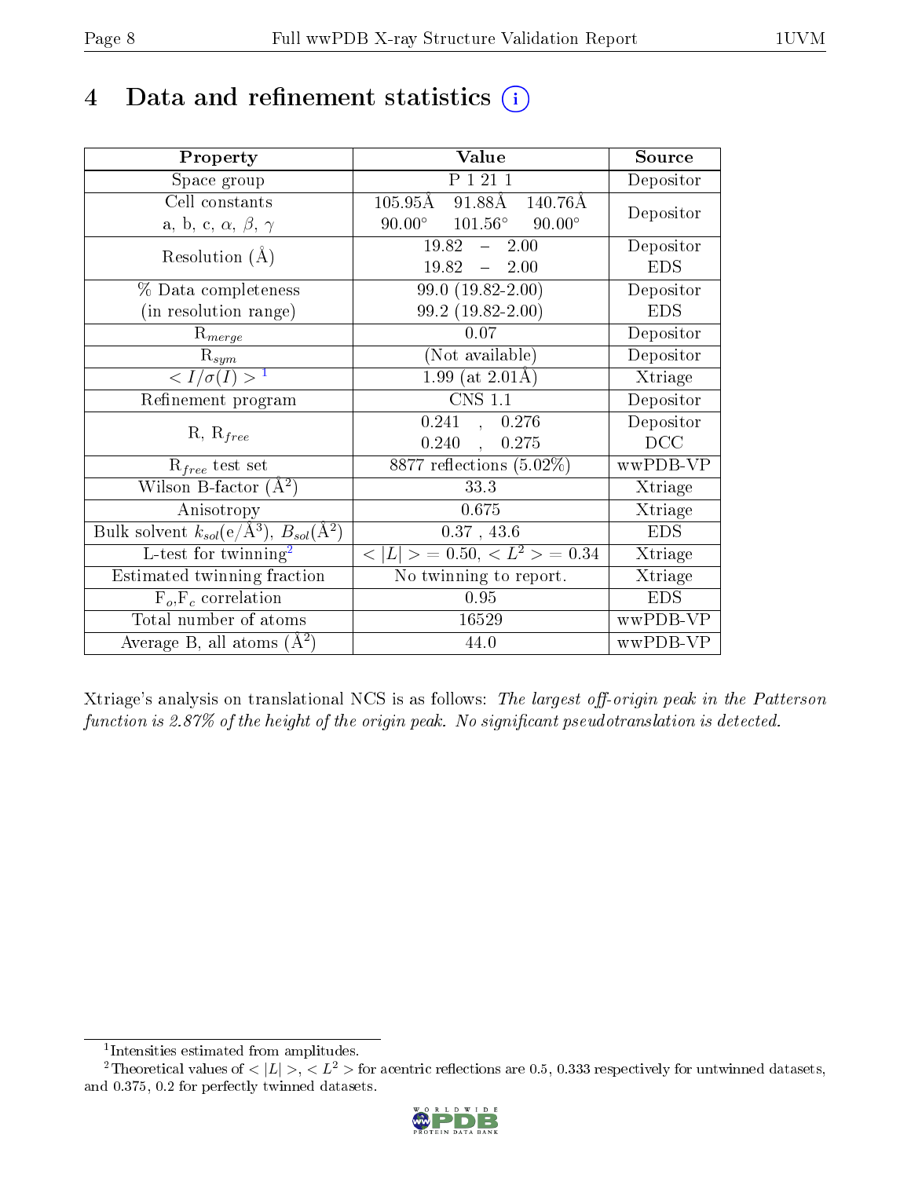# 4 Data and refinement statistics (i)

| Property | Value | Source |
|---|---|---|
| Space group | P 1 21 1 | Depositor |
| Cell constants<br>a, b, c, $\alpha$, $\beta$, $\gamma$ | 105.95Å 91.88Å 140.76Å<br>90.00° 101.56° 90.00° | Depositor |
| Resolution (Å) | 19.82 – 2.00<br>19.82 – 2.00 | Depositor<br>EDS |
| % Data completeness<br>(in resolution range) | 99.0 (19.82-2.00)<br>99.2 (19.82-2.00) | Depositor<br>EDS |
| $R_{merge}$ | 0.07 | Depositor |
| $R_{sym}$ | (Not available) | Depositor |
| $< I/\sigma(I) >$ [1] | 1.99 (at 2.01Å) | Xtriage |
| Refinement program | CNS 1.1 | Depositor |
| R, $R_{free}$ | 0.241 , 0.276<br>0.240 , 0.275 | Depositor<br>DCC |
| $R_{free}$ test set | 8877 reflections (5.02%) | wwPDB-VP |
| Wilson B-factor (Å$^2$) | 33.3 | Xtriage |
| Anisotropy | 0.675 | Xtriage |
| Bulk solvent $k_{sol}$(e/Å$^3$), $B_{sol}$(Å$^2$) | 0.37 , 43.6 | EDS |
| L-test for twinning[2] | $< \|L\| >$ = 0.50, $< L^2 >$ = 0.34 | Xtriage |
| Estimated twinning fraction | No twinning to report. | Xtriage |
| $F_o$,$F_c$ correlation | 0.95 | EDS |
| Total number of atoms | 16529 | wwPDB-VP |
| Average B, all atoms (Å$^2$) | 44.0 | wwPDB-VP |

Xtriage's analysis on translational NCS is as follows: *The largest off-origin peak in the Patterson function is 2.87% of the height of the origin peak. No significant pseudotranslation is detected.*

[1] Intensities estimated from amplitudes.

[2] Theoretical values of $< |L| >$, $< L^2 >$ for acentric reflections are 0.5, 0.333 respectively for untwinned datasets, and 0.375, 0.2 for perfectly twinned datasets.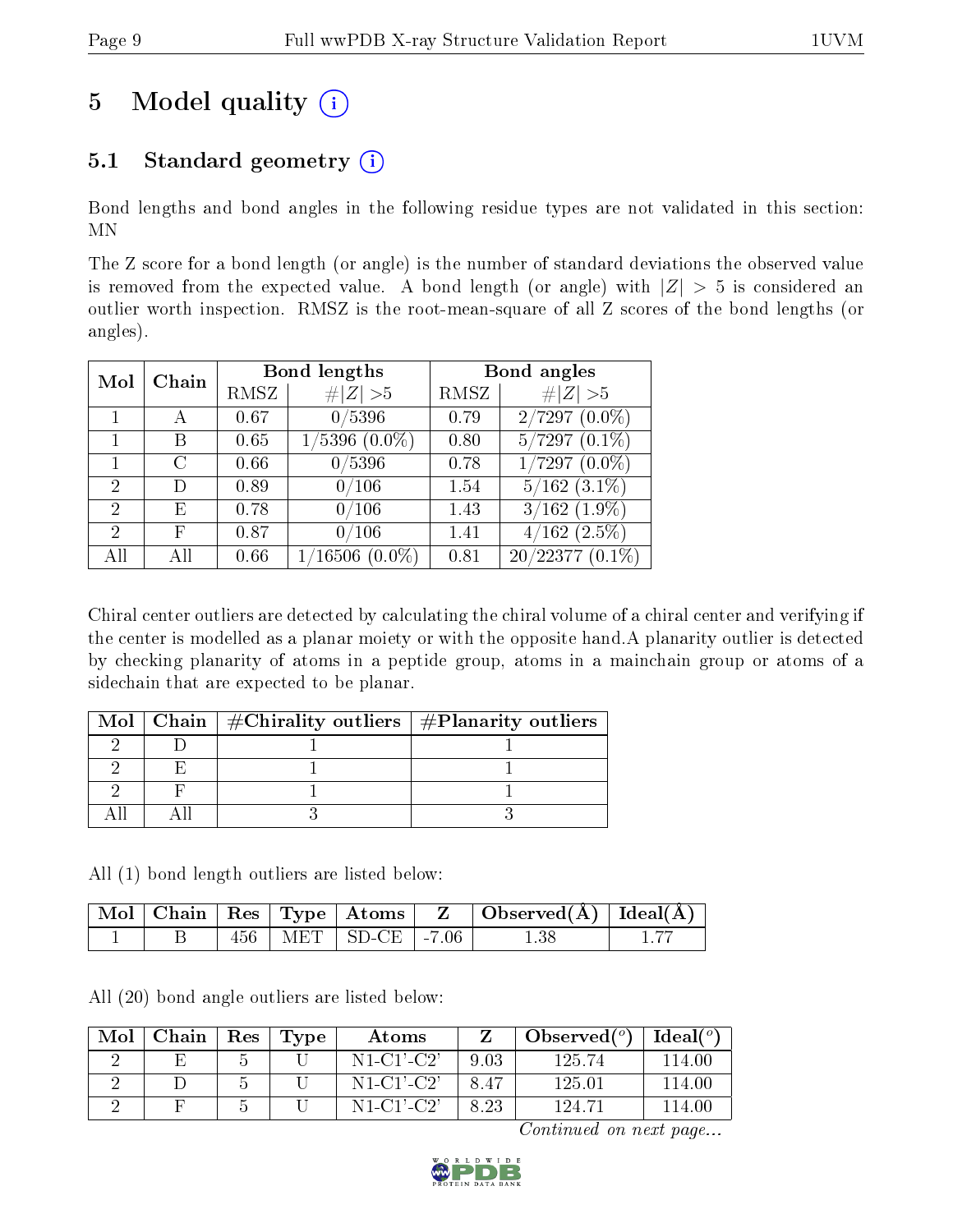# 5 Model quality

## 5.1 Standard geometry

Bond lengths and bond angles in the following residue types are not validated in this section: MN

The Z score for a bond length (or angle) is the number of standard deviations the observed value is removed from the expected value. A bond length (or angle) with $|Z| > 5$ is considered an outlier worth inspection. RMSZ is the root-mean-square of all Z scores of the bond lengths (or angles).

| Mol | Chain | Bond lengths | | Bond angles | |
|---|---|---|---|---|---|
| | | RMSZ | $\#\|Z\| > 5$ | RMSZ | $\#\|Z\| > 5$ |
| 1 | A | 0.67 | 0/5396 | 0.79 | 2/7297 (0.0%) |
| 1 | B | 0.65 | 1/5396 (0.0%) | 0.80 | 5/7297 (0.1%) |
| 1 | C | 0.66 | 0/5396 | 0.78 | 1/7297 (0.0%) |
| 2 | D | 0.89 | 0/106 | 1.54 | 5/162 (3.1%) |
| 2 | E | 0.78 | 0/106 | 1.43 | 3/162 (1.9%) |
| 2 | F | 0.87 | 0/106 | 1.41 | 4/162 (2.5%) |
| All | All | 0.66 | 1/16506 (0.0%) | 0.81 | 20/22377 (0.1%) |

Chiral center outliers are detected by calculating the chiral volume of a chiral center and verifying if the center is modelled as a planar moiety or with the opposite hand.A planarity outlier is detected by checking planarity of atoms in a peptide group, atoms in a mainchain group or atoms of a sidechain that are expected to be planar.

| Mol | Chain | #Chirality outliers | #Planarity outliers |
|---|---|---|---|
| 2 | D | 1 | 1 |
| 2 | E | 1 | 1 |
| 2 | F | 1 | 1 |
| All | All | 3 | 3 |

All (1) bond length outliers are listed below:

| Mol | Chain | Res | Type | Atoms | Z | Observed(Å) | Ideal(Å) |
|---|---|---|---|---|---|---|---|
| 1 | B | 456 | MET | SD-CE | -7.06 | 1.38 | 1.77 |

All (20) bond angle outliers are listed below:

| Mol | Chain | Res | Type | Atoms | Z | Observed(°) | Ideal(°) |
|---|---|---|---|---|---|---|---|
| 2 | E | 5 | U | N1-C1'-C2' | 9.03 | 125.74 | 114.00 |
| 2 | D | 5 | U | N1-C1'-C2' | 8.47 | 125.01 | 114.00 |
| 2 | F | 5 | U | N1-C1'-C2' | 8.23 | 124.71 | 114.00 |

*Continued on next page...*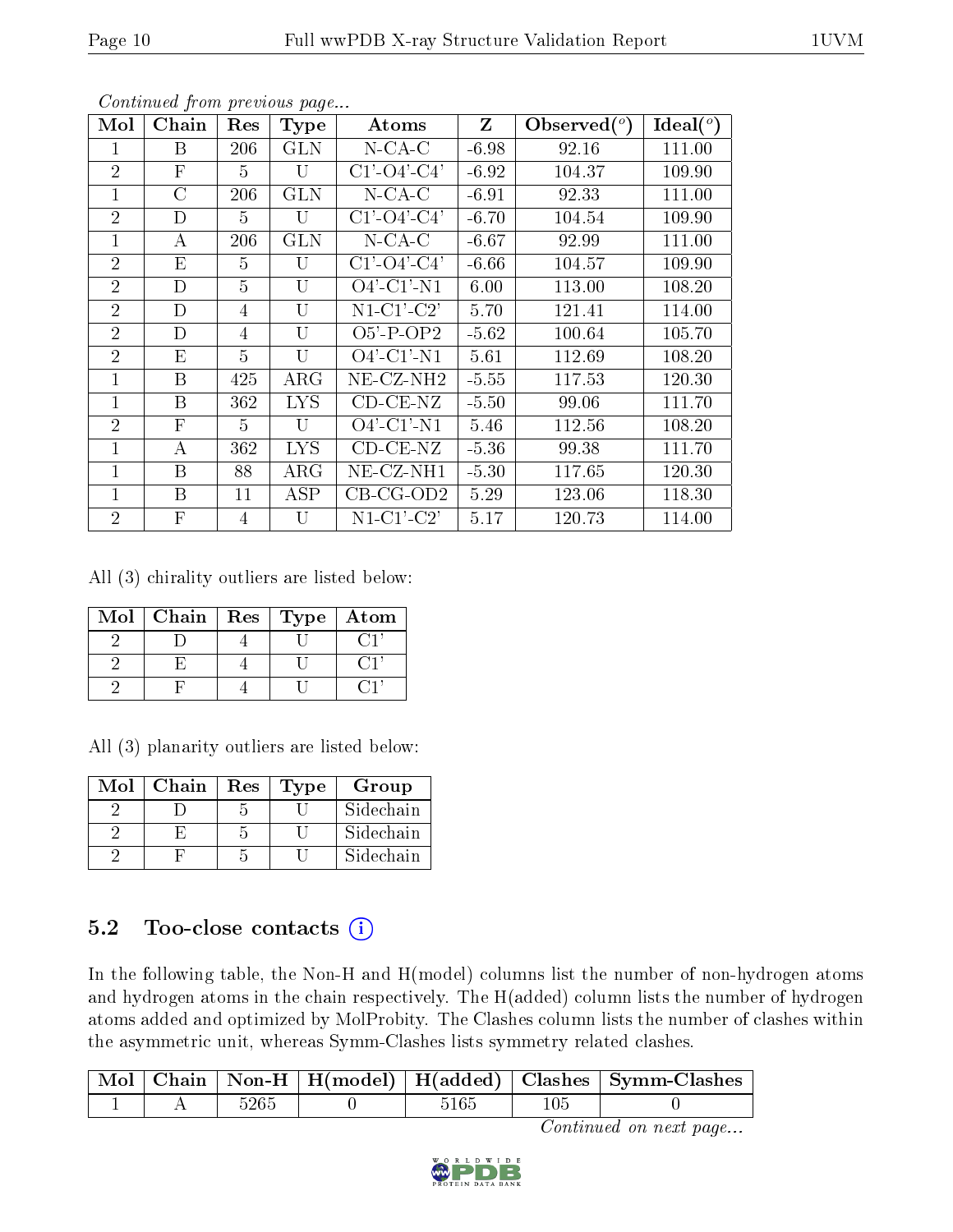*Continued from previous page...*

| Mol | Chain | Res | Type | Atoms | Z | Observed(°) | Ideal(°) |
|---|---|---|---|---|---|---|---|
| 1 | B | 206 | GLN | N-CA-C | -6.98 | 92.16 | 111.00 |
| 2 | F | 5 | U | C1'-O4'-C4' | -6.92 | 104.37 | 109.90 |
| 1 | C | 206 | GLN | N-CA-C | -6.91 | 92.33 | 111.00 |
| 2 | D | 5 | U | C1'-O4'-C4' | -6.70 | 104.54 | 109.90 |
| 1 | A | 206 | GLN | N-CA-C | -6.67 | 92.99 | 111.00 |
| 2 | E | 5 | U | C1'-O4'-C4' | -6.66 | 104.57 | 109.90 |
| 2 | D | 5 | U | O4'-C1'-N1 | 6.00 | 113.00 | 108.20 |
| 2 | D | 4 | U | N1-C1'-C2' | 5.70 | 121.41 | 114.00 |
| 2 | D | 4 | U | O5'-P-OP2 | -5.62 | 100.64 | 105.70 |
| 2 | E | 5 | U | O4'-C1'-N1 | 5.61 | 112.69 | 108.20 |
| 1 | B | 425 | ARG | NE-CZ-NH2 | -5.55 | 117.53 | 120.30 |
| 1 | B | 362 | LYS | CD-CE-NZ | -5.50 | 99.06 | 111.70 |
| 2 | F | 5 | U | O4'-C1'-N1 | 5.46 | 112.56 | 108.20 |
| 1 | A | 362 | LYS | CD-CE-NZ | -5.36 | 99.38 | 111.70 |
| 1 | B | 88 | ARG | NE-CZ-NH1 | -5.30 | 117.65 | 120.30 |
| 1 | B | 11 | ASP | CB-CG-OD2 | 5.29 | 123.06 | 118.30 |
| 2 | F | 4 | U | N1-C1'-C2' | 5.17 | 120.73 | 114.00 |

All (3) chirality outliers are listed below:

| Mol | Chain | Res | Type | Atom |
|---|---|---|---|---|
| 2 | D | 4 | U | C1' |
| 2 | E | 4 | U | C1' |
| 2 | F | 4 | U | C1' |

All (3) planarity outliers are listed below:

| Mol | Chain | Res | Type | Group |
|---|---|---|---|---|
| 2 | D | 5 | U | Sidechain |
| 2 | E | 5 | U | Sidechain |
| 2 | F | 5 | U | Sidechain |

## 5.2 Too-close contacts

In the following table, the Non-H and H(model) columns list the number of non-hydrogen atoms and hydrogen atoms in the chain respectively. The H(added) column lists the number of hydrogen atoms added and optimized by MolProbity. The Clashes column lists the number of clashes within the asymmetric unit, whereas Symm-Clashes lists symmetry related clashes.

| Mol | Chain | Non-H | H(model) | H(added) | Clashes | Symm-Clashes |
|---|---|---|---|---|---|---|
| 1 | A | 5265 | 0 | 5165 | 105 | 0 |

*Continued on next page...*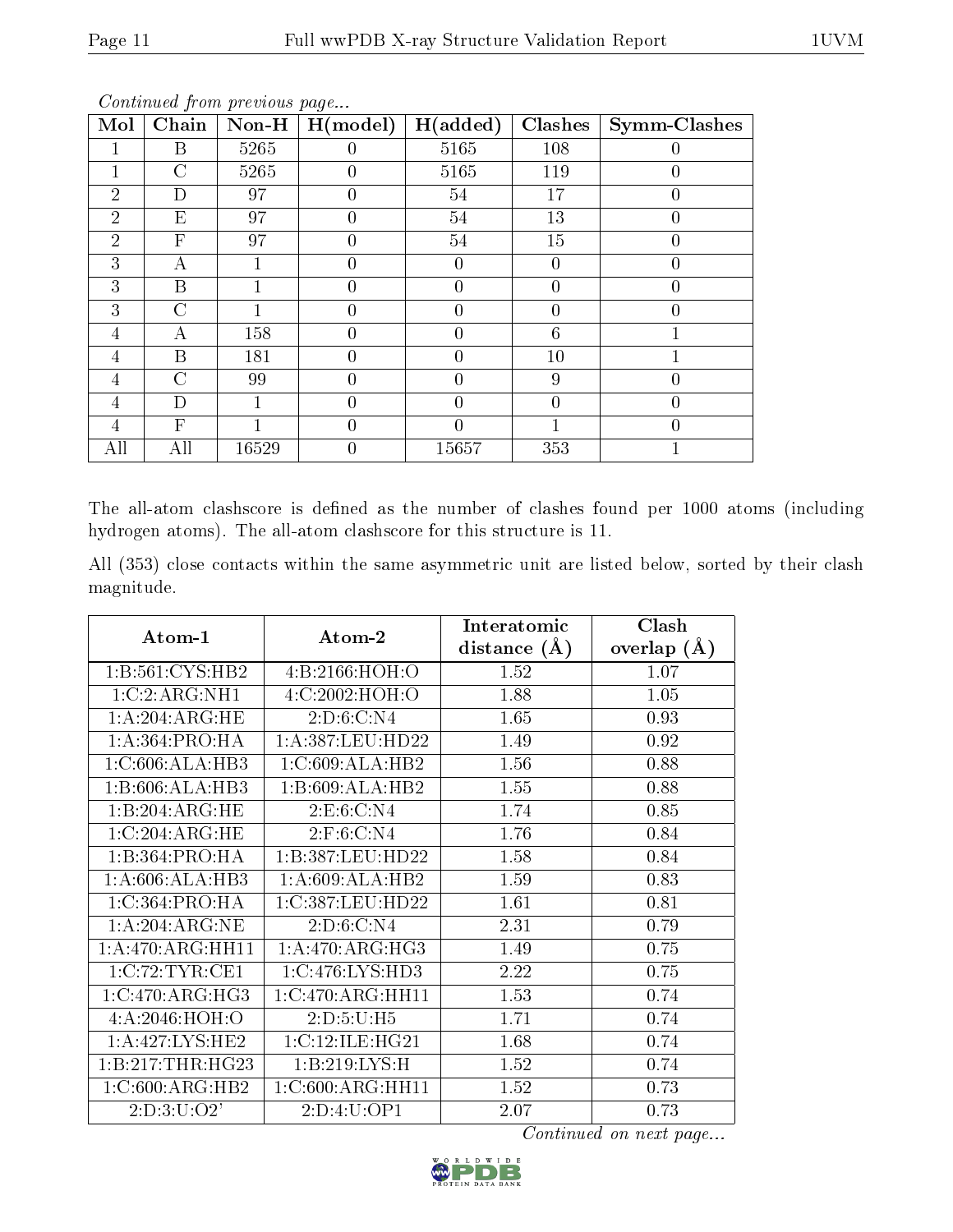*Continued from previous page...*

| Mol | Chain | Non-H | H(model) | H(added) | Clashes | Symm-Clashes |
|---|---|---|---|---|---|---|
| 1 | B | 5265 | 0 | 5165 | 108 | 0 |
| 1 | C | 5265 | 0 | 5165 | 119 | 0 |
| 2 | D | 97 | 0 | 54 | 17 | 0 |
| 2 | E | 97 | 0 | 54 | 13 | 0 |
| 2 | F | 97 | 0 | 54 | 15 | 0 |
| 3 | A | 1 | 0 | 0 | 0 | 0 |
| 3 | B | 1 | 0 | 0 | 0 | 0 |
| 3 | C | 1 | 0 | 0 | 0 | 0 |
| 4 | A | 158 | 0 | 0 | 6 | 1 |
| 4 | B | 181 | 0 | 0 | 10 | 1 |
| 4 | C | 99 | 0 | 0 | 9 | 0 |
| 4 | D | 1 | 0 | 0 | 0 | 0 |
| 4 | F | 1 | 0 | 0 | 1 | 0 |
| All | All | 16529 | 0 | 15657 | 353 | 1 |

The all-atom clashscore is defined as the number of clashes found per 1000 atoms (including hydrogen atoms). The all-atom clashscore for this structure is 11.

All (353) close contacts within the same asymmetric unit are listed below, sorted by their clash magnitude.

| Atom-1 | Atom-2 | Interatomic distance (Å) | Clash overlap (Å) |
|---|---|---|---|
| 1:B:561:CYS:HB2 | 4:B:2166:HOH:O | 1.52 | 1.07 |
| 1:C:2:ARG:NH1 | 4:C:2002:HOH:O | 1.88 | 1.05 |
| 1:A:204:ARG:HE | 2:D:6:C:N4 | 1.65 | 0.93 |
| 1:A:364:PRO:HA | 1:A:387:LEU:HD22 | 1.49 | 0.92 |
| 1:C:606:ALA:HB3 | 1:C:609:ALA:HB2 | 1.56 | 0.88 |
| 1:B:606:ALA:HB3 | 1:B:609:ALA:HB2 | 1.55 | 0.88 |
| 1:B:204:ARG:HE | 2:E:6:C:N4 | 1.74 | 0.85 |
| 1:C:204:ARG:HE | 2:F:6:C:N4 | 1.76 | 0.84 |
| 1:B:364:PRO:HA | 1:B:387:LEU:HD22 | 1.58 | 0.84 |
| 1:A:606:ALA:HB3 | 1:A:609:ALA:HB2 | 1.59 | 0.83 |
| 1:C:364:PRO:HA | 1:C:387:LEU:HD22 | 1.61 | 0.81 |
| 1:A:204:ARG:NE | 2:D:6:C:N4 | 2.31 | 0.79 |
| 1:A:470:ARG:HH11 | 1:A:470:ARG:HG3 | 1.49 | 0.75 |
| 1:C:72:TYR:CE1 | 1:C:476:LYS:HD3 | 2.22 | 0.75 |
| 1:C:470:ARG:HG3 | 1:C:470:ARG:HH11 | 1.53 | 0.74 |
| 4:A:2046:HOH:O | 2:D:5:U:H5 | 1.71 | 0.74 |
| 1:A:427:LYS:HE2 | 1:C:12:ILE:HG21 | 1.68 | 0.74 |
| 1:B:217:THR:HG23 | 1:B:219:LYS:H | 1.52 | 0.74 |
| 1:C:600:ARG:HB2 | 1:C:600:ARG:HH11 | 1.52 | 0.73 |
| 2:D:3:U:O2' | 2:D:4:U:OP1 | 2.07 | 0.73 |

*Continued on next page...*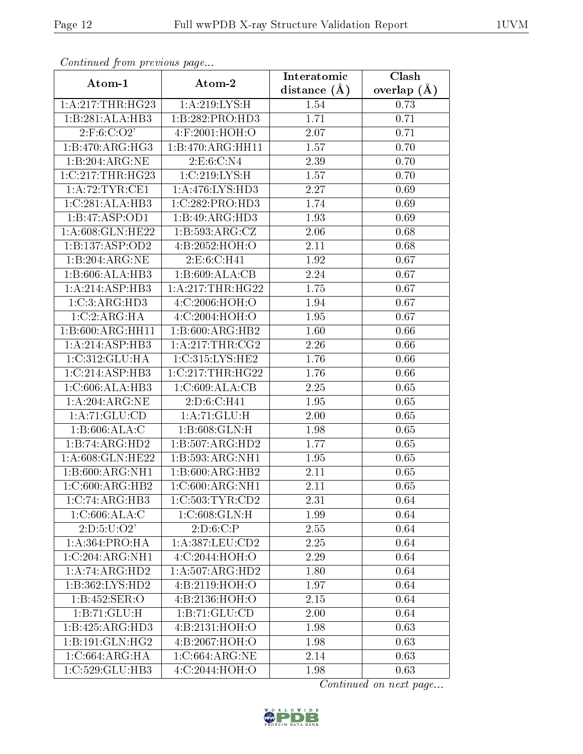*Continued from previous page...*

| Atom-1 | Atom-2 | Interatomic distance (Å) | Clash overlap (Å) |
|---|---|---|---|
| 1:A:217:THR:HG23 | 1:A:219:LYS:H | 1.54 | 0.73 |
| 1:B:281:ALA:HB3 | 1:B:282:PRO:HD3 | 1.71 | 0.71 |
| 2:F:6:C:O2' | 4:F:2001:HOH:O | 2.07 | 0.71 |
| 1:B:470:ARG:HG3 | 1:B:470:ARG:HH11 | 1.57 | 0.70 |
| 1:B:204:ARG:NE | 2:E:6:C:N4 | 2.39 | 0.70 |
| 1:C:217:THR:HG23 | 1:C:219:LYS:H | 1.57 | 0.70 |
| 1:A:72:TYR:CE1 | 1:A:476:LYS:HD3 | 2.27 | 0.69 |
| 1:C:281:ALA:HB3 | 1:C:282:PRO:HD3 | 1.74 | 0.69 |
| 1:B:47:ASP:OD1 | 1:B:49:ARG:HD3 | 1.93 | 0.69 |
| 1:A:608:GLN:HE22 | 1:B:593:ARG:CZ | 2.06 | 0.68 |
| 1:B:137:ASP:OD2 | 4:B:2052:HOH:O | 2.11 | 0.68 |
| 1:B:204:ARG:NE | 2:E:6:C:H41 | 1.92 | 0.67 |
| 1:B:606:ALA:HB3 | 1:B:609:ALA:CB | 2.24 | 0.67 |
| 1:A:214:ASP:HB3 | 1:A:217:THR:HG22 | 1.75 | 0.67 |
| 1:C:3:ARG:HD3 | 4:C:2006:HOH:O | 1.94 | 0.67 |
| 1:C:2:ARG:HA | 4:C:2004:HOH:O | 1.95 | 0.67 |
| 1:B:600:ARG:HH11 | 1:B:600:ARG:HB2 | 1.60 | 0.66 |
| 1:A:214:ASP:HB3 | 1:A:217:THR:CG2 | 2.26 | 0.66 |
| 1:C:312:GLU:HA | 1:C:315:LYS:HE2 | 1.76 | 0.66 |
| 1:C:214:ASP:HB3 | 1:C:217:THR:HG22 | 1.76 | 0.66 |
| 1:C:606:ALA:HB3 | 1:C:609:ALA:CB | 2.25 | 0.65 |
| 1:A:204:ARG:NE | 2:D:6:C:H41 | 1.95 | 0.65 |
| 1:A:71:GLU:CD | 1:A:71:GLU:H | 2.00 | 0.65 |
| 1:B:606:ALA:C | 1:B:608:GLN:H | 1.98 | 0.65 |
| 1:B:74:ARG:HD2 | 1:B:507:ARG:HD2 | 1.77 | 0.65 |
| 1:A:608:GLN:HE22 | 1:B:593:ARG:NH1 | 1.95 | 0.65 |
| 1:B:600:ARG:NH1 | 1:B:600:ARG:HB2 | 2.11 | 0.65 |
| 1:C:600:ARG:HB2 | 1:C:600:ARG:NH1 | 2.11 | 0.65 |
| 1:C:74:ARG:HB3 | 1:C:503:TYR:CD2 | 2.31 | 0.64 |
| 1:C:606:ALA:C | 1:C:608:GLN:H | 1.99 | 0.64 |
| 2:D:5:U:O2' | 2:D:6:C:P | 2.55 | 0.64 |
| 1:A:364:PRO:HA | 1:A:387:LEU:CD2 | 2.25 | 0.64 |
| 1:C:204:ARG:NH1 | 4:C:2044:HOH:O | 2.29 | 0.64 |
| 1:A:74:ARG:HD2 | 1:A:507:ARG:HD2 | 1.80 | 0.64 |
| 1:B:362:LYS:HD2 | 4:B:2119:HOH:O | 1.97 | 0.64 |
| 1:B:452:SER:O | 4:B:2136:HOH:O | 2.15 | 0.64 |
| 1:B:71:GLU:H | 1:B:71:GLU:CD | 2.00 | 0.64 |
| 1:B:425:ARG:HD3 | 4:B:2131:HOH:O | 1.98 | 0.63 |
| 1:B:191:GLN:HG2 | 4:B:2067:HOH:O | 1.98 | 0.63 |
| 1:C:664:ARG:HA | 1:C:664:ARG:NE | 2.14 | 0.63 |
| 1:C:529:GLU:HB3 | 4:C:2044:HOH:O | 1.98 | 0.63 |

*Continued on next page...*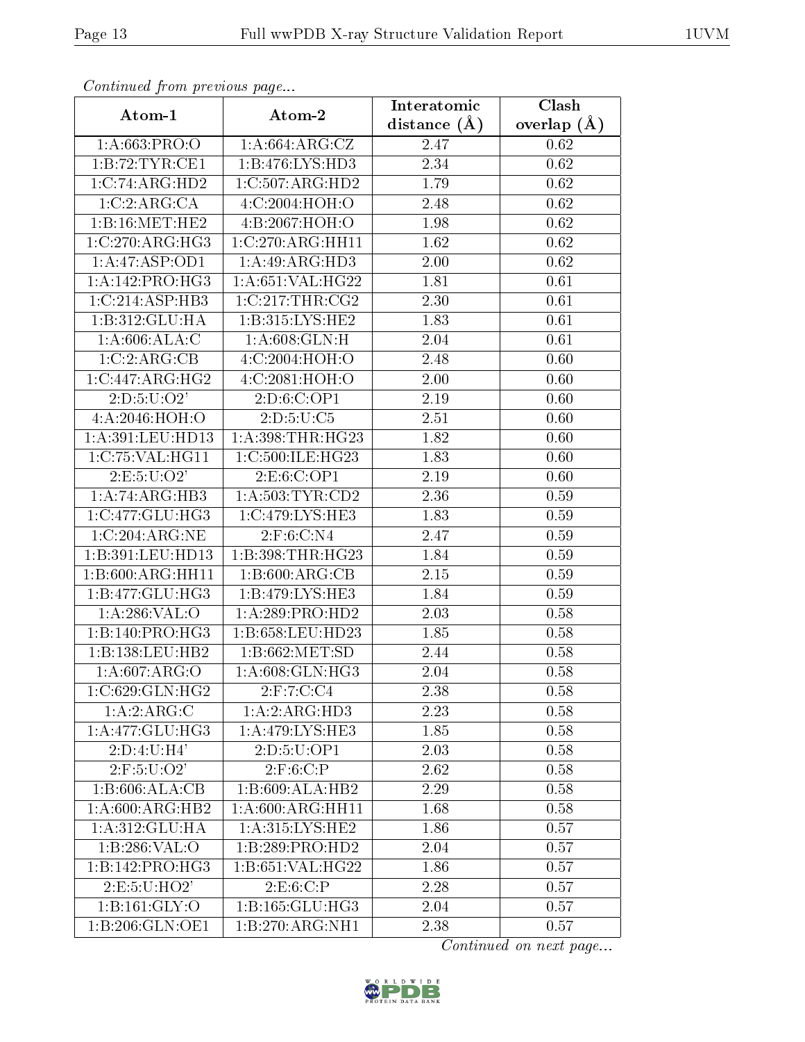*Continued from previous page...*

| Atom-1 | Atom-2 | Interatomic distance (Å) | Clash overlap (Å) |
|---|---|---|---|
| 1:A:663:PRO:O | 1:A:664:ARG:CZ | 2.47 | 0.62 |
| 1:B:72:TYR:CE1 | 1:B:476:LYS:HD3 | 2.34 | 0.62 |
| 1:C:74:ARG:HD2 | 1:C:507:ARG:HD2 | 1.79 | 0.62 |
| 1:C:2:ARG:CA | 4:C:2004:HOH:O | 2.48 | 0.62 |
| 1:B:16:MET:HE2 | 4:B:2067:HOH:O | 1.98 | 0.62 |
| 1:C:270:ARG:HG3 | 1:C:270:ARG:HH11 | 1.62 | 0.62 |
| 1:A:47:ASP:OD1 | 1:A:49:ARG:HD3 | 2.00 | 0.62 |
| 1:A:142:PRO:HG3 | 1:A:651:VAL:HG22 | 1.81 | 0.61 |
| 1:C:214:ASP:HB3 | 1:C:217:THR:CG2 | 2.30 | 0.61 |
| 1:B:312:GLU:HA | 1:B:315:LYS:HE2 | 1.83 | 0.61 |
| 1:A:606:ALA:C | 1:A:608:GLN:H | 2.04 | 0.61 |
| 1:C:2:ARG:CB | 4:C:2004:HOH:O | 2.48 | 0.60 |
| 1:C:447:ARG:HG2 | 4:C:2081:HOH:O | 2.00 | 0.60 |
| 2:D:5:U:O2' | 2:D:6:C:OP1 | 2.19 | 0.60 |
| 4:A:2046:HOH:O | 2:D:5:U:C5 | 2.51 | 0.60 |
| 1:A:391:LEU:HD13 | 1:A:398:THR:HG23 | 1.82 | 0.60 |
| 1:C:75:VAL:HG11 | 1:C:500:ILE:HG23 | 1.83 | 0.60 |
| 2:E:5:U:O2' | 2:E:6:C:OP1 | 2.19 | 0.60 |
| 1:A:74:ARG:HB3 | 1:A:503:TYR:CD2 | 2.36 | 0.59 |
| 1:C:477:GLU:HG3 | 1:C:479:LYS:HE3 | 1.83 | 0.59 |
| 1:C:204:ARG:NE | 2:F:6:C:N4 | 2.47 | 0.59 |
| 1:B:391:LEU:HD13 | 1:B:398:THR:HG23 | 1.84 | 0.59 |
| 1:B:600:ARG:HH11 | 1:B:600:ARG:CB | 2.15 | 0.59 |
| 1:B:477:GLU:HG3 | 1:B:479:LYS:HE3 | 1.84 | 0.59 |
| 1:A:286:VAL:O | 1:A:289:PRO:HD2 | 2.03 | 0.58 |
| 1:B:140:PRO:HG3 | 1:B:658:LEU:HD23 | 1.85 | 0.58 |
| 1:B:138:LEU:HB2 | 1:B:662:MET:SD | 2.44 | 0.58 |
| 1:A:607:ARG:O | 1:A:608:GLN:HG3 | 2.04 | 0.58 |
| 1:C:629:GLN:HG2 | 2:F:7:C:C4 | 2.38 | 0.58 |
| 1:A:2:ARG:C | 1:A:2:ARG:HD3 | 2.23 | 0.58 |
| 1:A:477:GLU:HG3 | 1:A:479:LYS:HE3 | 1.85 | 0.58 |
| 2:D:4:U:H4' | 2:D:5:U:OP1 | 2.03 | 0.58 |
| 2:F:5:U:O2' | 2:F:6:C:P | 2.62 | 0.58 |
| 1:B:606:ALA:CB | 1:B:609:ALA:HB2 | 2.29 | 0.58 |
| 1:A:600:ARG:HB2 | 1:A:600:ARG:HH11 | 1.68 | 0.58 |
| 1:A:312:GLU:HA | 1:A:315:LYS:HE2 | 1.86 | 0.57 |
| 1:B:286:VAL:O | 1:B:289:PRO:HD2 | 2.04 | 0.57 |
| 1:B:142:PRO:HG3 | 1:B:651:VAL:HG22 | 1.86 | 0.57 |
| 2:E:5:U:HO2' | 2:E:6:C:P | 2.28 | 0.57 |
| 1:B:161:GLY:O | 1:B:165:GLU:HG3 | 2.04 | 0.57 |
| 1:B:206:GLN:OE1 | 1:B:270:ARG:NH1 | 2.38 | 0.57 |

*Continued on next page...*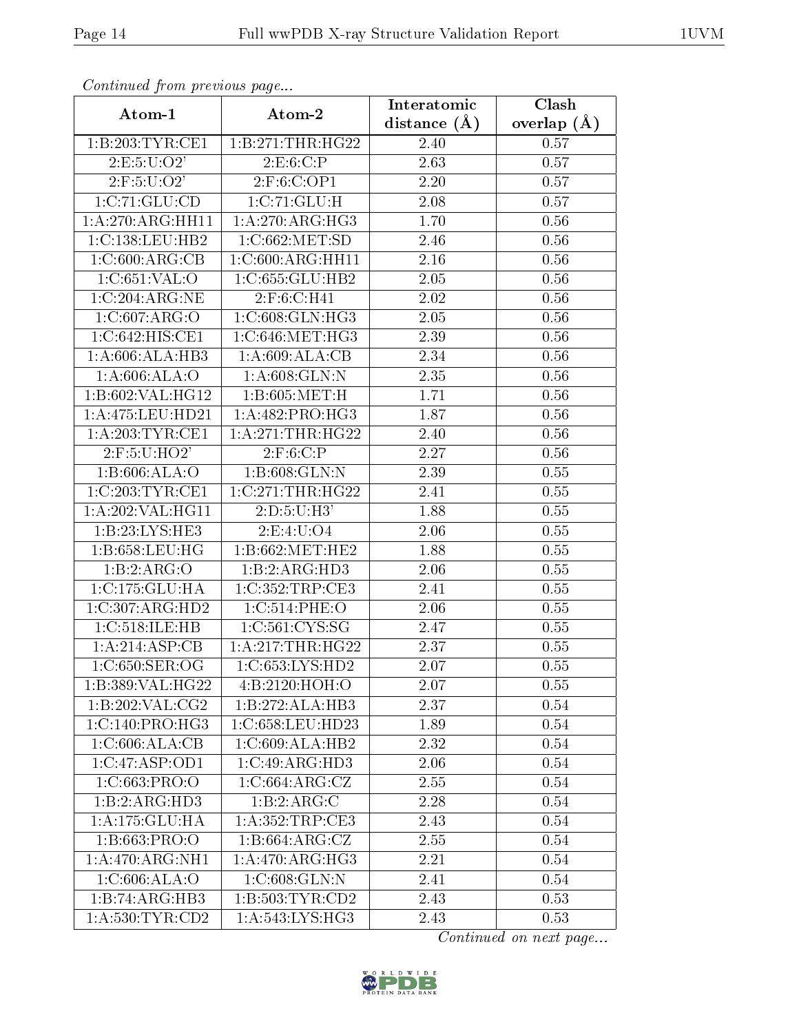*Continued from previous page...*

| Atom-1 | Atom-2 | Interatomic distance (Å) | Clash overlap (Å) |
|---|---|---|---|
| 1:B:203:TYR:CE1 | 1:B:271:THR:HG22 | 2.40 | 0.57 |
| 2:E:5:U:O2' | 2:E:6:C:P | 2.63 | 0.57 |
| 2:F:5:U:O2' | 2:F:6:C:OP1 | 2.20 | 0.57 |
| 1:C:71:GLU:CD | 1:C:71:GLU:H | 2.08 | 0.57 |
| 1:A:270:ARG:HH11 | 1:A:270:ARG:HG3 | 1.70 | 0.56 |
| 1:C:138:LEU:HB2 | 1:C:662:MET:SD | 2.46 | 0.56 |
| 1:C:600:ARG:CB | 1:C:600:ARG:HH11 | 2.16 | 0.56 |
| 1:C:651:VAL:O | 1:C:655:GLU:HB2 | 2.05 | 0.56 |
| 1:C:204:ARG:NE | 2:F:6:C:H41 | 2.02 | 0.56 |
| 1:C:607:ARG:O | 1:C:608:GLN:HG3 | 2.05 | 0.56 |
| 1:C:642:HIS:CE1 | 1:C:646:MET:HG3 | 2.39 | 0.56 |
| 1:A:606:ALA:HB3 | 1:A:609:ALA:CB | 2.34 | 0.56 |
| 1:A:606:ALA:O | 1:A:608:GLN:N | 2.35 | 0.56 |
| 1:B:602:VAL:HG12 | 1:B:605:MET:H | 1.71 | 0.56 |
| 1:A:475:LEU:HD21 | 1:A:482:PRO:HG3 | 1.87 | 0.56 |
| 1:A:203:TYR:CE1 | 1:A:271:THR:HG22 | 2.40 | 0.56 |
| 2:F:5:U:HO2' | 2:F:6:C:P | 2.27 | 0.56 |
| 1:B:606:ALA:O | 1:B:608:GLN:N | 2.39 | 0.55 |
| 1:C:203:TYR:CE1 | 1:C:271:THR:HG22 | 2.41 | 0.55 |
| 1:A:202:VAL:HG11 | 2:D:5:U:H3' | 1.88 | 0.55 |
| 1:B:23:LYS:HE3 | 2:E:4:U:O4 | 2.06 | 0.55 |
| 1:B:658:LEU:HG | 1:B:662:MET:HE2 | 1.88 | 0.55 |
| 1:B:2:ARG:O | 1:B:2:ARG:HD3 | 2.06 | 0.55 |
| 1:C:175:GLU:HA | 1:C:352:TRP:CE3 | 2.41 | 0.55 |
| 1:C:307:ARG:HD2 | 1:C:514:PHE:O | 2.06 | 0.55 |
| 1:C:518:ILE:HB | 1:C:561:CYS:SG | 2.47 | 0.55 |
| 1:A:214:ASP:CB | 1:A:217:THR:HG22 | 2.37 | 0.55 |
| 1:C:650:SER:OG | 1:C:653:LYS:HD2 | 2.07 | 0.55 |
| 1:B:389:VAL:HG22 | 4:B:2120:HOH:O | 2.07 | 0.55 |
| 1:B:202:VAL:CG2 | 1:B:272:ALA:HB3 | 2.37 | 0.54 |
| 1:C:140:PRO:HG3 | 1:C:658:LEU:HD23 | 1.89 | 0.54 |
| 1:C:606:ALA:CB | 1:C:609:ALA:HB2 | 2.32 | 0.54 |
| 1:C:47:ASP:OD1 | 1:C:49:ARG:HD3 | 2.06 | 0.54 |
| 1:C:663:PRO:O | 1:C:664:ARG:CZ | 2.55 | 0.54 |
| 1:B:2:ARG:HD3 | 1:B:2:ARG:C | 2.28 | 0.54 |
| 1:A:175:GLU:HA | 1:A:352:TRP:CE3 | 2.43 | 0.54 |
| 1:B:663:PRO:O | 1:B:664:ARG:CZ | 2.55 | 0.54 |
| 1:A:470:ARG:NH1 | 1:A:470:ARG:HG3 | 2.21 | 0.54 |
| 1:C:606:ALA:O | 1:C:608:GLN:N | 2.41 | 0.54 |
| 1:B:74:ARG:HB3 | 1:B:503:TYR:CD2 | 2.43 | 0.53 |
| 1:A:530:TYR:CD2 | 1:A:543:LYS:HG3 | 2.43 | 0.53 |

*Continued on next page...*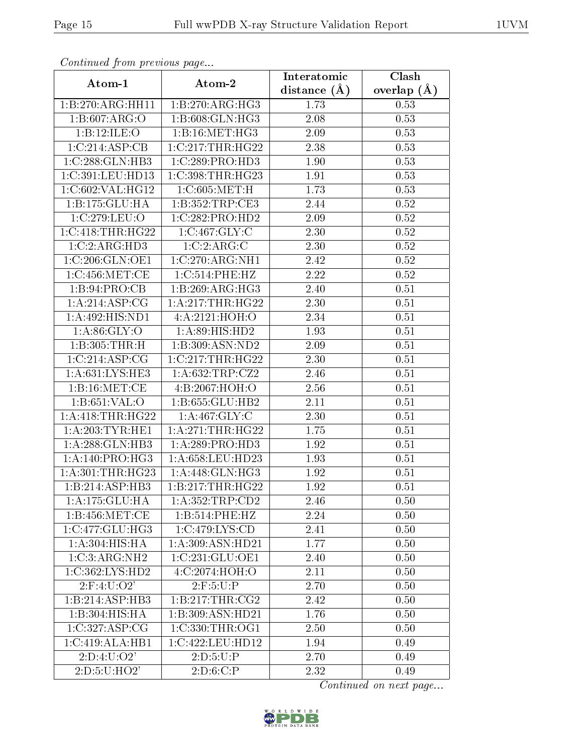*Continued from previous page...*

| Atom-1 | Atom-2 | Interatomic distance (Å) | Clash overlap (Å) |
| --- | --- | --- | --- |
| 1:B:270:ARG:HH11 | 1:B:270:ARG:HG3 | 1.73 | 0.53 |
| 1:B:607:ARG:O | 1:B:608:GLN:HG3 | 2.08 | 0.53 |
| 1:B:12:ILE:O | 1:B:16:MET:HG3 | 2.09 | 0.53 |
| 1:C:214:ASP:CB | 1:C:217:THR:HG22 | 2.38 | 0.53 |
| 1:C:288:GLN:HB3 | 1:C:289:PRO:HD3 | 1.90 | 0.53 |
| 1:C:391:LEU:HD13 | 1:C:398:THR:HG23 | 1.91 | 0.53 |
| 1:C:602:VAL:HG12 | 1:C:605:MET:H | 1.73 | 0.53 |
| 1:B:175:GLU:HA | 1:B:352:TRP:CE3 | 2.44 | 0.52 |
| 1:C:279:LEU:O | 1:C:282:PRO:HD2 | 2.09 | 0.52 |
| 1:C:418:THR:HG22 | 1:C:467:GLY:C | 2.30 | 0.52 |
| 1:C:2:ARG:HD3 | 1:C:2:ARG:C | 2.30 | 0.52 |
| 1:C:206:GLN:OE1 | 1:C:270:ARG:NH1 | 2.42 | 0.52 |
| 1:C:456:MET:CE | 1:C:514:PHE:HZ | 2.22 | 0.52 |
| 1:B:94:PRO:CB | 1:B:269:ARG:HG3 | 2.40 | 0.51 |
| 1:A:214:ASP:CG | 1:A:217:THR:HG22 | 2.30 | 0.51 |
| 1:A:492:HIS:ND1 | 4:A:2121:HOH:O | 2.34 | 0.51 |
| 1:A:86:GLY:O | 1:A:89:HIS:HD2 | 1.93 | 0.51 |
| 1:B:305:THR:H | 1:B:309:ASN:ND2 | 2.09 | 0.51 |
| 1:C:214:ASP:CG | 1:C:217:THR:HG22 | 2.30 | 0.51 |
| 1:A:631:LYS:HE3 | 1:A:632:TRP:CZ2 | 2.46 | 0.51 |
| 1:B:16:MET:CE | 4:B:2067:HOH:O | 2.56 | 0.51 |
| 1:B:651:VAL:O | 1:B:655:GLU:HB2 | 2.11 | 0.51 |
| 1:A:418:THR:HG22 | 1:A:467:GLY:C | 2.30 | 0.51 |
| 1:A:203:TYR:HE1 | 1:A:271:THR:HG22 | 1.75 | 0.51 |
| 1:A:288:GLN:HB3 | 1:A:289:PRO:HD3 | 1.92 | 0.51 |
| 1:A:140:PRO:HG3 | 1:A:658:LEU:HD23 | 1.93 | 0.51 |
| 1:A:301:THR:HG23 | 1:A:448:GLN:HG3 | 1.92 | 0.51 |
| 1:B:214:ASP:HB3 | 1:B:217:THR:HG22 | 1.92 | 0.51 |
| 1:A:175:GLU:HA | 1:A:352:TRP:CD2 | 2.46 | 0.50 |
| 1:B:456:MET:CE | 1:B:514:PHE:HZ | 2.24 | 0.50 |
| 1:C:477:GLU:HG3 | 1:C:479:LYS:CD | 2.41 | 0.50 |
| 1:A:304:HIS:HA | 1:A:309:ASN:HD21 | 1.77 | 0.50 |
| 1:C:3:ARG:NH2 | 1:C:231:GLU:OE1 | 2.40 | 0.50 |
| 1:C:362:LYS:HD2 | 4:C:2074:HOH:O | 2.11 | 0.50 |
| 2:F:4:U:O2' | 2:F:5:U:P | 2.70 | 0.50 |
| 1:B:214:ASP:HB3 | 1:B:217:THR:CG2 | 2.42 | 0.50 |
| 1:B:304:HIS:HA | 1:B:309:ASN:HD21 | 1.76 | 0.50 |
| 1:C:327:ASP:CG | 1:C:330:THR:OG1 | 2.50 | 0.50 |
| 1:C:419:ALA:HB1 | 1:C:422:LEU:HD12 | 1.94 | 0.49 |
| 2:D:4:U:O2' | 2:D:5:U:P | 2.70 | 0.49 |
| 2:D:5:U:HO2' | 2:D:6:C:P | 2.32 | 0.49 |

*Continued on next page...*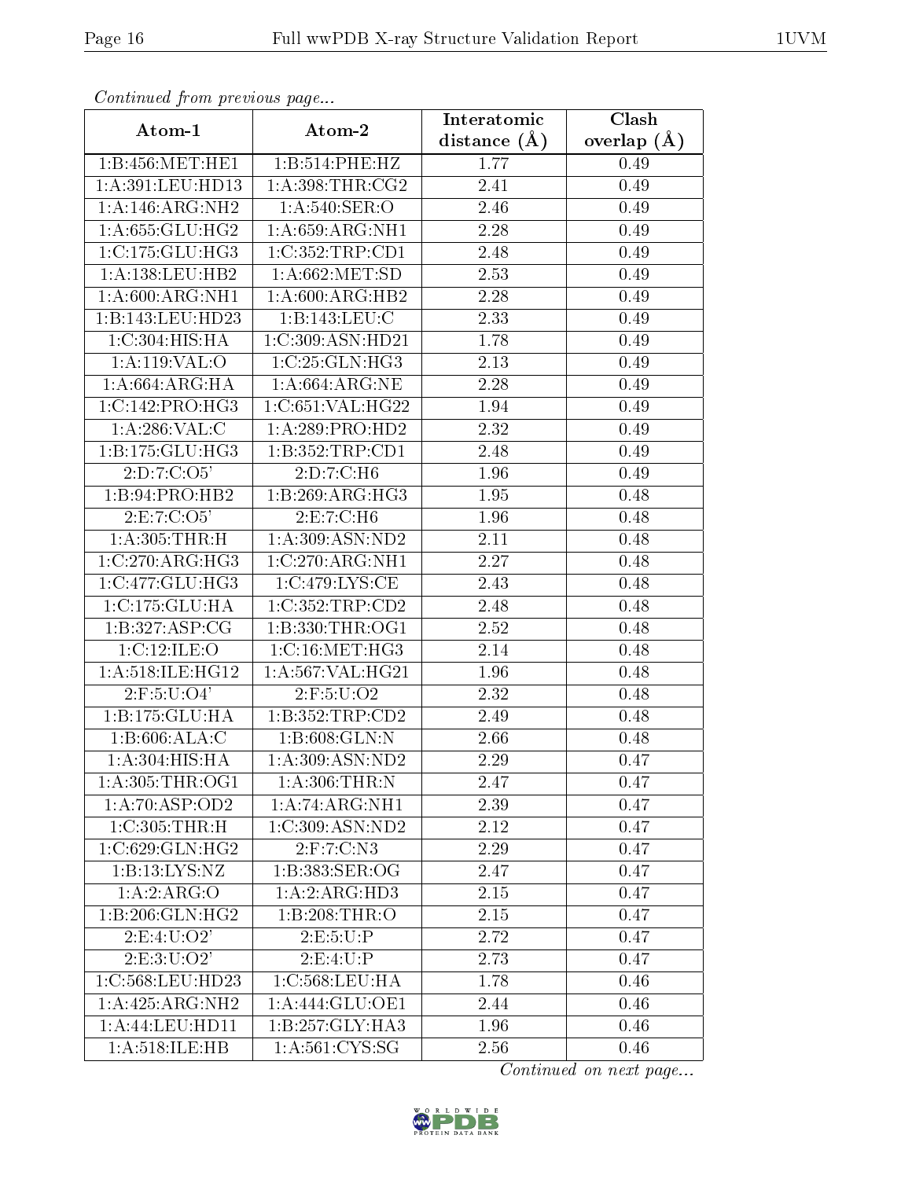*Continued from previous page...*

| Atom-1 | Atom-2 | Interatomic distance (Å) | Clash overlap (Å) |
|---|---|---|---|
| 1:B:456:MET:HE1 | 1:B:514:PHE:HZ | 1.77 | 0.49 |
| 1:A:391:LEU:HD13 | 1:A:398:THR:CG2 | 2.41 | 0.49 |
| 1:A:146:ARG:NH2 | 1:A:540:SER:O | 2.46 | 0.49 |
| 1:A:655:GLU:HG2 | 1:A:659:ARG:NH1 | 2.28 | 0.49 |
| 1:C:175:GLU:HG3 | 1:C:352:TRP:CD1 | 2.48 | 0.49 |
| 1:A:138:LEU:HB2 | 1:A:662:MET:SD | 2.53 | 0.49 |
| 1:A:600:ARG:NH1 | 1:A:600:ARG:HB2 | 2.28 | 0.49 |
| 1:B:143:LEU:HD23 | 1:B:143:LEU:C | 2.33 | 0.49 |
| 1:C:304:HIS:HA | 1:C:309:ASN:HD21 | 1.78 | 0.49 |
| 1:A:119:VAL:O | 1:C:25:GLN:HG3 | 2.13 | 0.49 |
| 1:A:664:ARG:HA | 1:A:664:ARG:NE | 2.28 | 0.49 |
| 1:C:142:PRO:HG3 | 1:C:651:VAL:HG22 | 1.94 | 0.49 |
| 1:A:286:VAL:C | 1:A:289:PRO:HD2 | 2.32 | 0.49 |
| 1:B:175:GLU:HG3 | 1:B:352:TRP:CD1 | 2.48 | 0.49 |
| 2:D:7:C:O5' | 2:D:7:C:H6 | 1.96 | 0.49 |
| 1:B:94:PRO:HB2 | 1:B:269:ARG:HG3 | 1.95 | 0.48 |
| 2:E:7:C:O5' | 2:E:7:C:H6 | 1.96 | 0.48 |
| 1:A:305:THR:H | 1:A:309:ASN:ND2 | 2.11 | 0.48 |
| 1:C:270:ARG:HG3 | 1:C:270:ARG:NH1 | 2.27 | 0.48 |
| 1:C:477:GLU:HG3 | 1:C:479:LYS:CE | 2.43 | 0.48 |
| 1:C:175:GLU:HA | 1:C:352:TRP:CD2 | 2.48 | 0.48 |
| 1:B:327:ASP:CG | 1:B:330:THR:OG1 | 2.52 | 0.48 |
| 1:C:12:ILE:O | 1:C:16:MET:HG3 | 2.14 | 0.48 |
| 1:A:518:ILE:HG12 | 1:A:567:VAL:HG21 | 1.96 | 0.48 |
| 2:F:5:U:O4' | 2:F:5:U:O2 | 2.32 | 0.48 |
| 1:B:175:GLU:HA | 1:B:352:TRP:CD2 | 2.49 | 0.48 |
| 1:B:606:ALA:C | 1:B:608:GLN:N | 2.66 | 0.48 |
| 1:A:304:HIS:HA | 1:A:309:ASN:ND2 | 2.29 | 0.47 |
| 1:A:305:THR:OG1 | 1:A:306:THR:N | 2.47 | 0.47 |
| 1:A:70:ASP:OD2 | 1:A:74:ARG:NH1 | 2.39 | 0.47 |
| 1:C:305:THR:H | 1:C:309:ASN:ND2 | 2.12 | 0.47 |
| 1:C:629:GLN:HG2 | 2:F:7:C:N3 | 2.29 | 0.47 |
| 1:B:13:LYS:NZ | 1:B:383:SER:OG | 2.47 | 0.47 |
| 1:A:2:ARG:O | 1:A:2:ARG:HD3 | 2.15 | 0.47 |
| 1:B:206:GLN:HG2 | 1:B:208:THR:O | 2.15 | 0.47 |
| 2:E:4:U:O2' | 2:E:5:U:P | 2.72 | 0.47 |
| 2:E:3:U:O2' | 2:E:4:U:P | 2.73 | 0.47 |
| 1:C:568:LEU:HD23 | 1:C:568:LEU:HA | 1.78 | 0.46 |
| 1:A:425:ARG:NH2 | 1:A:444:GLU:OE1 | 2.44 | 0.46 |
| 1:A:44:LEU:HD11 | 1:B:257:GLY:HA3 | 1.96 | 0.46 |
| 1:A:518:ILE:HB | 1:A:561:CYS:SG | 2.56 | 0.46 |

*Continued on next page...*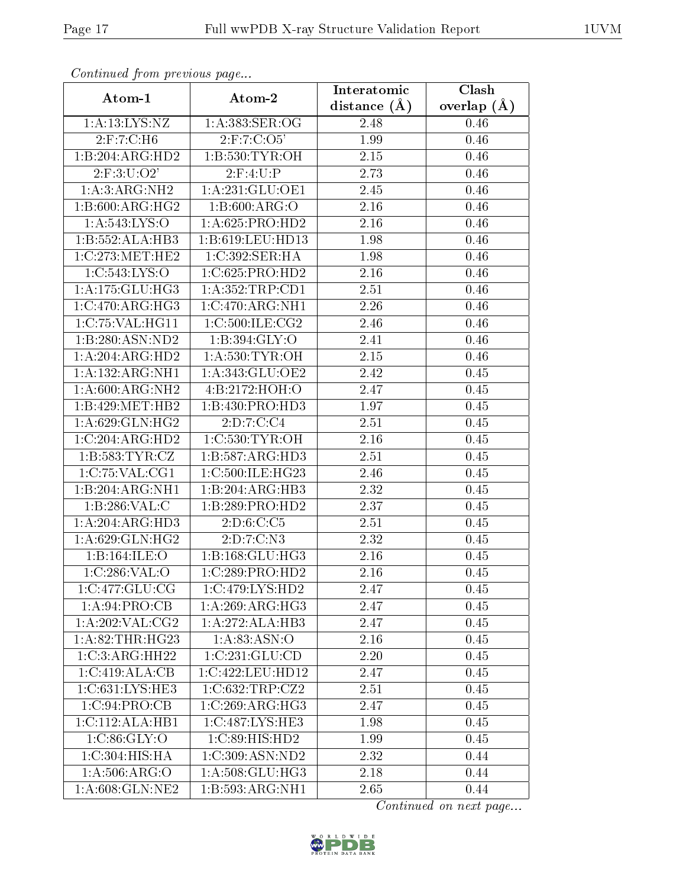*Continued from previous page...*

| Atom-1 | Atom-2 | Interatomic distance (Å) | Clash overlap (Å) |
|---|---|---|---|
| 1:A:13:LYS:NZ | 1:A:383:SER:OG | 2.48 | 0.46 |
| 2:F:7:C:H6 | 2:F:7:C:O5' | 1.99 | 0.46 |
| 1:B:204:ARG:HD2 | 1:B:530:TYR:OH | 2.15 | 0.46 |
| 2:F:3:U:O2' | 2:F:4:U:P | 2.73 | 0.46 |
| 1:A:3:ARG:NH2 | 1:A:231:GLU:OE1 | 2.45 | 0.46 |
| 1:B:600:ARG:HG2 | 1:B:600:ARG:O | 2.16 | 0.46 |
| 1:A:543:LYS:O | 1:A:625:PRO:HD2 | 2.16 | 0.46 |
| 1:B:552:ALA:HB3 | 1:B:619:LEU:HD13 | 1.98 | 0.46 |
| 1:C:273:MET:HE2 | 1:C:392:SER:HA | 1.98 | 0.46 |
| 1:C:543:LYS:O | 1:C:625:PRO:HD2 | 2.16 | 0.46 |
| 1:A:175:GLU:HG3 | 1:A:352:TRP:CD1 | 2.51 | 0.46 |
| 1:C:470:ARG:HG3 | 1:C:470:ARG:NH1 | 2.26 | 0.46 |
| 1:C:75:VAL:HG11 | 1:C:500:ILE:CG2 | 2.46 | 0.46 |
| 1:B:280:ASN:ND2 | 1:B:394:GLY:O | 2.41 | 0.46 |
| 1:A:204:ARG:HD2 | 1:A:530:TYR:OH | 2.15 | 0.46 |
| 1:A:132:ARG:NH1 | 1:A:343:GLU:OE2 | 2.42 | 0.45 |
| 1:A:600:ARG:NH2 | 4:B:2172:HOH:O | 2.47 | 0.45 |
| 1:B:429:MET:HB2 | 1:B:430:PRO:HD3 | 1.97 | 0.45 |
| 1:A:629:GLN:HG2 | 2:D:7:C:C4 | 2.51 | 0.45 |
| 1:C:204:ARG:HD2 | 1:C:530:TYR:OH | 2.16 | 0.45 |
| 1:B:583:TYR:CZ | 1:B:587:ARG:HD3 | 2.51 | 0.45 |
| 1:C:75:VAL:CG1 | 1:C:500:ILE:HG23 | 2.46 | 0.45 |
| 1:B:204:ARG:NH1 | 1:B:204:ARG:HB3 | 2.32 | 0.45 |
| 1:B:286:VAL:C | 1:B:289:PRO:HD2 | 2.37 | 0.45 |
| 1:A:204:ARG:HD3 | 2:D:6:C:C5 | 2.51 | 0.45 |
| 1:A:629:GLN:HG2 | 2:D:7:C:N3 | 2.32 | 0.45 |
| 1:B:164:ILE:O | 1:B:168:GLU:HG3 | 2.16 | 0.45 |
| 1:C:286:VAL:O | 1:C:289:PRO:HD2 | 2.16 | 0.45 |
| 1:C:477:GLU:CG | 1:C:479:LYS:HD2 | 2.47 | 0.45 |
| 1:A:94:PRO:CB | 1:A:269:ARG:HG3 | 2.47 | 0.45 |
| 1:A:202:VAL:CG2 | 1:A:272:ALA:HB3 | 2.47 | 0.45 |
| 1:A:82:THR:HG23 | 1:A:83:ASN:O | 2.16 | 0.45 |
| 1:C:3:ARG:HH22 | 1:C:231:GLU:CD | 2.20 | 0.45 |
| 1:C:419:ALA:CB | 1:C:422:LEU:HD12 | 2.47 | 0.45 |
| 1:C:631:LYS:HE3 | 1:C:632:TRP:CZ2 | 2.51 | 0.45 |
| 1:C:94:PRO:CB | 1:C:269:ARG:HG3 | 2.47 | 0.45 |
| 1:C:112:ALA:HB1 | 1:C:487:LYS:HE3 | 1.98 | 0.45 |
| 1:C:86:GLY:O | 1:C:89:HIS:HD2 | 1.99 | 0.45 |
| 1:C:304:HIS:HA | 1:C:309:ASN:ND2 | 2.32 | 0.44 |
| 1:A:506:ARG:O | 1:A:508:GLU:HG3 | 2.18 | 0.44 |
| 1:A:608:GLN:NE2 | 1:B:593:ARG:NH1 | 2.65 | 0.44 |

*Continued on next page...*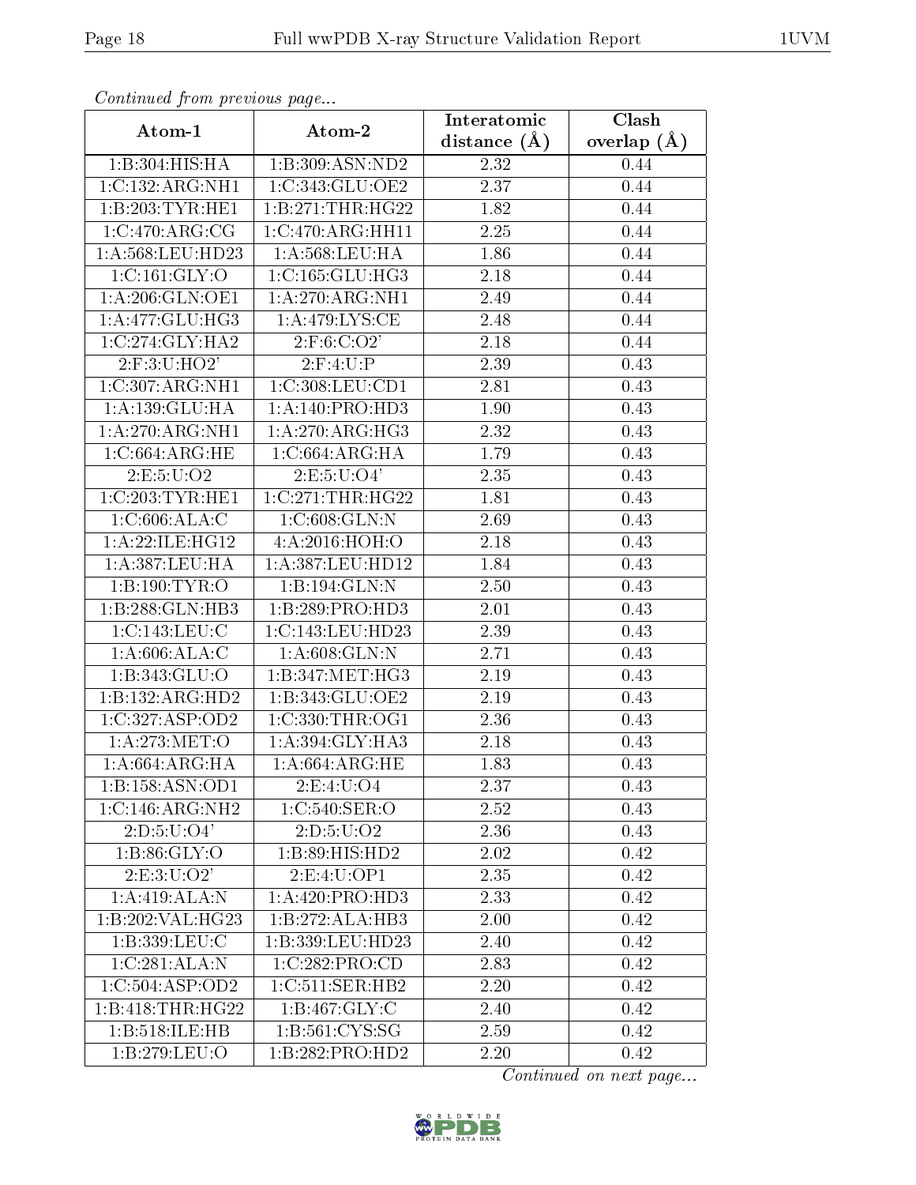*Continued from previous page...*

| Atom-1 | Atom-2 | Interatomic distance (Å) | Clash overlap (Å) |
|---|---|---|---|
| 1:B:304:HIS:HA | 1:B:309:ASN:ND2 | 2.32 | 0.44 |
| 1:C:132:ARG:NH1 | 1:C:343:GLU:OE2 | 2.37 | 0.44 |
| 1:B:203:TYR:HE1 | 1:B:271:THR:HG22 | 1.82 | 0.44 |
| 1:C:470:ARG:CG | 1:C:470:ARG:HH11 | 2.25 | 0.44 |
| 1:A:568:LEU:HD23 | 1:A:568:LEU:HA | 1.86 | 0.44 |
| 1:C:161:GLY:O | 1:C:165:GLU:HG3 | 2.18 | 0.44 |
| 1:A:206:GLN:OE1 | 1:A:270:ARG:NH1 | 2.49 | 0.44 |
| 1:A:477:GLU:HG3 | 1:A:479:LYS:CE | 2.48 | 0.44 |
| 1:C:274:GLY:HA2 | 2:F:6:C:O2' | 2.18 | 0.44 |
| 2:F:3:U:HO2' | 2:F:4:U:P | 2.39 | 0.43 |
| 1:C:307:ARG:NH1 | 1:C:308:LEU:CD1 | 2.81 | 0.43 |
| 1:A:139:GLU:HA | 1:A:140:PRO:HD3 | 1.90 | 0.43 |
| 1:A:270:ARG:NH1 | 1:A:270:ARG:HG3 | 2.32 | 0.43 |
| 1:C:664:ARG:HE | 1:C:664:ARG:HA | 1.79 | 0.43 |
| 2:E:5:U:O2 | 2:E:5:U:O4' | 2.35 | 0.43 |
| 1:C:203:TYR:HE1 | 1:C:271:THR:HG22 | 1.81 | 0.43 |
| 1:C:606:ALA:C | 1:C:608:GLN:N | 2.69 | 0.43 |
| 1:A:22:ILE:HG12 | 4:A:2016:HOH:O | 2.18 | 0.43 |
| 1:A:387:LEU:HA | 1:A:387:LEU:HD12 | 1.84 | 0.43 |
| 1:B:190:TYR:O | 1:B:194:GLN:N | 2.50 | 0.43 |
| 1:B:288:GLN:HB3 | 1:B:289:PRO:HD3 | 2.01 | 0.43 |
| 1:C:143:LEU:C | 1:C:143:LEU:HD23 | 2.39 | 0.43 |
| 1:A:606:ALA:C | 1:A:608:GLN:N | 2.71 | 0.43 |
| 1:B:343:GLU:O | 1:B:347:MET:HG3 | 2.19 | 0.43 |
| 1:B:132:ARG:HD2 | 1:B:343:GLU:OE2 | 2.19 | 0.43 |
| 1:C:327:ASP:OD2 | 1:C:330:THR:OG1 | 2.36 | 0.43 |
| 1:A:273:MET:O | 1:A:394:GLY:HA3 | 2.18 | 0.43 |
| 1:A:664:ARG:HA | 1:A:664:ARG:HE | 1.83 | 0.43 |
| 1:B:158:ASN:OD1 | 2:E:4:U:O4 | 2.37 | 0.43 |
| 1:C:146:ARG:NH2 | 1:C:540:SER:O | 2.52 | 0.43 |
| 2:D:5:U:O4' | 2:D:5:U:O2 | 2.36 | 0.43 |
| 1:B:86:GLY:O | 1:B:89:HIS:HD2 | 2.02 | 0.42 |
| 2:E:3:U:O2' | 2:E:4:U:OP1 | 2.35 | 0.42 |
| 1:A:419:ALA:N | 1:A:420:PRO:HD3 | 2.33 | 0.42 |
| 1:B:202:VAL:HG23 | 1:B:272:ALA:HB3 | 2.00 | 0.42 |
| 1:B:339:LEU:C | 1:B:339:LEU:HD23 | 2.40 | 0.42 |
| 1:C:281:ALA:N | 1:C:282:PRO:CD | 2.83 | 0.42 |
| 1:C:504:ASP:OD2 | 1:C:511:SER:HB2 | 2.20 | 0.42 |
| 1:B:418:THR:HG22 | 1:B:467:GLY:C | 2.40 | 0.42 |
| 1:B:518:ILE:HB | 1:B:561:CYS:SG | 2.59 | 0.42 |
| 1:B:279:LEU:O | 1:B:282:PRO:HD2 | 2.20 | 0.42 |

*Continued on next page...*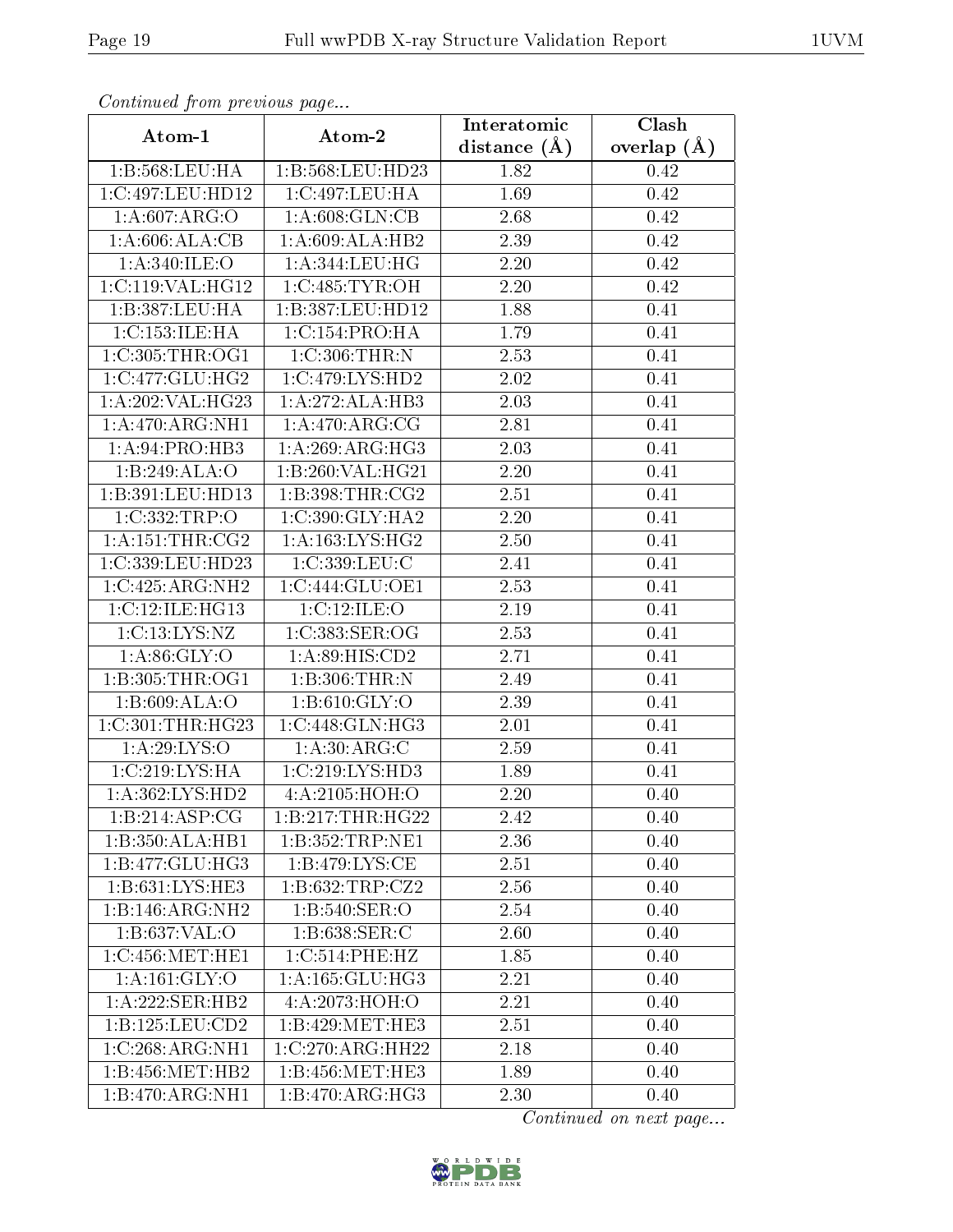*Continued from previous page...*

| Atom-1 | Atom-2 | Interatomic distance (Å) | Clash overlap (Å) |
|---|---|---|---|
| 1:B:568:LEU:HA | 1:B:568:LEU:HD23 | 1.82 | 0.42 |
| 1:C:497:LEU:HD12 | 1:C:497:LEU:HA | 1.69 | 0.42 |
| 1:A:607:ARG:O | 1:A:608:GLN:CB | 2.68 | 0.42 |
| 1:A:606:ALA:CB | 1:A:609:ALA:HB2 | 2.39 | 0.42 |
| 1:A:340:ILE:O | 1:A:344:LEU:HG | 2.20 | 0.42 |
| 1:C:119:VAL:HG12 | 1:C:485:TYR:OH | 2.20 | 0.42 |
| 1:B:387:LEU:HA | 1:B:387:LEU:HD12 | 1.88 | 0.41 |
| 1:C:153:ILE:HA | 1:C:154:PRO:HA | 1.79 | 0.41 |
| 1:C:305:THR:OG1 | 1:C:306:THR:N | 2.53 | 0.41 |
| 1:C:477:GLU:HG2 | 1:C:479:LYS:HD2 | 2.02 | 0.41 |
| 1:A:202:VAL:HG23 | 1:A:272:ALA:HB3 | 2.03 | 0.41 |
| 1:A:470:ARG:NH1 | 1:A:470:ARG:CG | 2.81 | 0.41 |
| 1:A:94:PRO:HB3 | 1:A:269:ARG:HG3 | 2.03 | 0.41 |
| 1:B:249:ALA:O | 1:B:260:VAL:HG21 | 2.20 | 0.41 |
| 1:B:391:LEU:HD13 | 1:B:398:THR:CG2 | 2.51 | 0.41 |
| 1:C:332:TRP:O | 1:C:390:GLY:HA2 | 2.20 | 0.41 |
| 1:A:151:THR:CG2 | 1:A:163:LYS:HG2 | 2.50 | 0.41 |
| 1:C:339:LEU:HD23 | 1:C:339:LEU:C | 2.41 | 0.41 |
| 1:C:425:ARG:NH2 | 1:C:444:GLU:OE1 | 2.53 | 0.41 |
| 1:C:12:ILE:HG13 | 1:C:12:ILE:O | 2.19 | 0.41 |
| 1:C:13:LYS:NZ | 1:C:383:SER:OG | 2.53 | 0.41 |
| 1:A:86:GLY:O | 1:A:89:HIS:CD2 | 2.71 | 0.41 |
| 1:B:305:THR:OG1 | 1:B:306:THR:N | 2.49 | 0.41 |
| 1:B:609:ALA:O | 1:B:610:GLY:O | 2.39 | 0.41 |
| 1:C:301:THR:HG23 | 1:C:448:GLN:HG3 | 2.01 | 0.41 |
| 1:A:29:LYS:O | 1:A:30:ARG:C | 2.59 | 0.41 |
| 1:C:219:LYS:HA | 1:C:219:LYS:HD3 | 1.89 | 0.41 |
| 1:A:362:LYS:HD2 | 4:A:2105:HOH:O | 2.20 | 0.40 |
| 1:B:214:ASP:CG | 1:B:217:THR:HG22 | 2.42 | 0.40 |
| 1:B:350:ALA:HB1 | 1:B:352:TRP:NE1 | 2.36 | 0.40 |
| 1:B:477:GLU:HG3 | 1:B:479:LYS:CE | 2.51 | 0.40 |
| 1:B:631:LYS:HE3 | 1:B:632:TRP:CZ2 | 2.56 | 0.40 |
| 1:B:146:ARG:NH2 | 1:B:540:SER:O | 2.54 | 0.40 |
| 1:B:637:VAL:O | 1:B:638:SER:C | 2.60 | 0.40 |
| 1:C:456:MET:HE1 | 1:C:514:PHE:HZ | 1.85 | 0.40 |
| 1:A:161:GLY:O | 1:A:165:GLU:HG3 | 2.21 | 0.40 |
| 1:A:222:SER:HB2 | 4:A:2073:HOH:O | 2.21 | 0.40 |
| 1:B:125:LEU:CD2 | 1:B:429:MET:HE3 | 2.51 | 0.40 |
| 1:C:268:ARG:NH1 | 1:C:270:ARG:HH22 | 2.18 | 0.40 |
| 1:B:456:MET:HB2 | 1:B:456:MET:HE3 | 1.89 | 0.40 |
| 1:B:470:ARG:NH1 | 1:B:470:ARG:HG3 | 2.30 | 0.40 |

*Continued on next page...*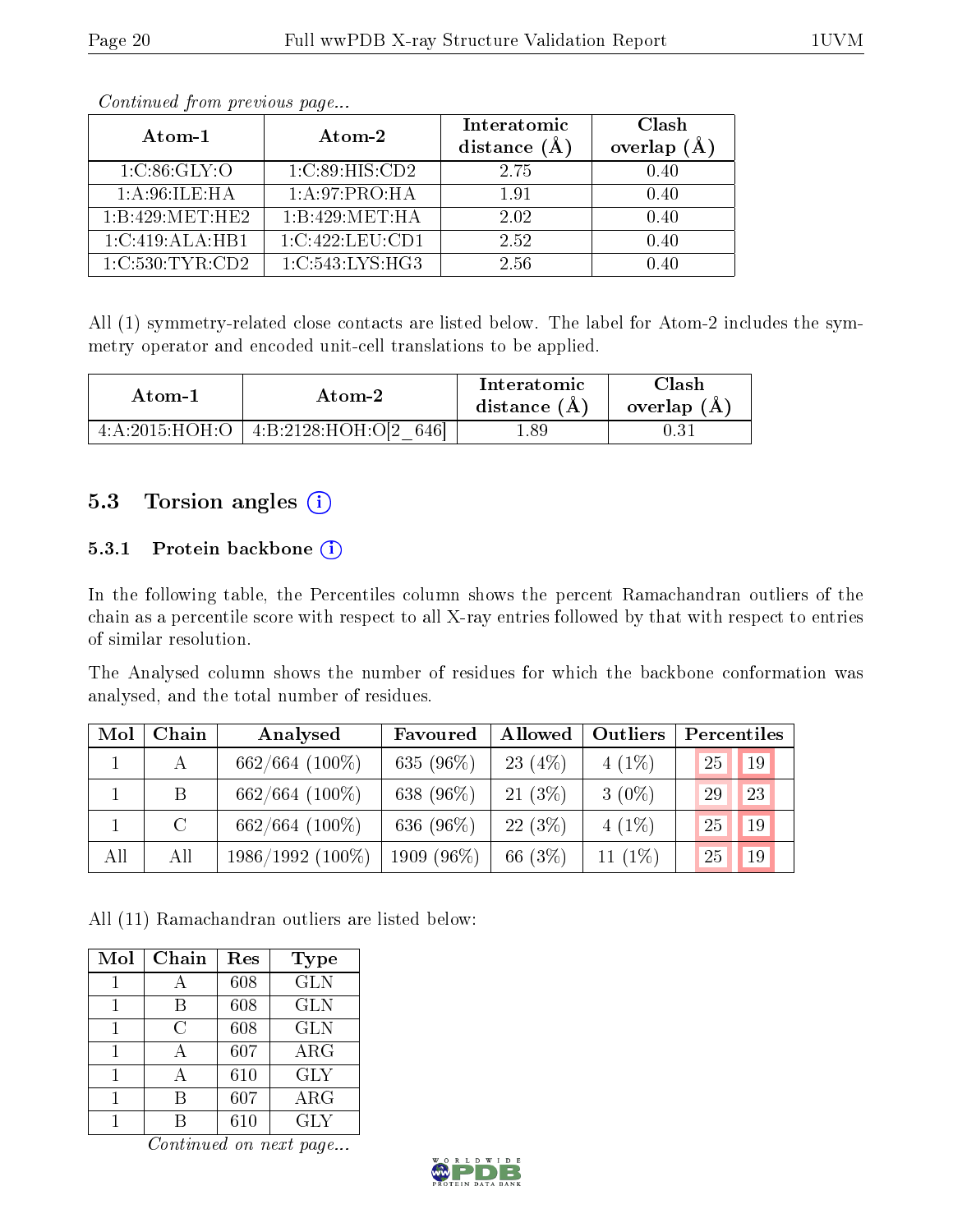*Continued from previous page...*

| Atom-1 | Atom-2 | Interatomic distance (Å) | Clash overlap (Å) |
|---|---|---|---|
| 1:C:86:GLY:O | 1:C:89:HIS:CD2 | 2.75 | 0.40 |
| 1:A:96:ILE:HA | 1:A:97:PRO:HA | 1.91 | 0.40 |
| 1:B:429:MET:HE2 | 1:B:429:MET:HA | 2.02 | 0.40 |
| 1:C:419:ALA:HB1 | 1:C:422:LEU:CD1 | 2.52 | 0.40 |
| 1:C:530:TYR:CD2 | 1:C:543:LYS:HG3 | 2.56 | 0.40 |

All (1) symmetry-related close contacts are listed below. The label for Atom-2 includes the symmetry operator and encoded unit-cell translations to be applied.

| Atom-1 | Atom-2 | Interatomic distance (Å) | Clash overlap (Å) |
|---|---|---|---|
| 4:A:2015:HOH:O | 4:B:2128:HOH:O[2_646] | 1.89 | 0.31 |

## 5.3 Torsion angles

### 5.3.1 Protein backbone

In the following table, the Percentiles column shows the percent Ramachandran outliers of the chain as a percentile score with respect to all X-ray entries followed by that with respect to entries of similar resolution.

The Analysed column shows the number of residues for which the backbone conformation was analysed, and the total number of residues.

| Mol | Chain | Analysed | Favoured | Allowed | Outliers | Percentiles | |
|---|---|---|---|---|---|---|---|
| 1 | A | 662/664 (100%) | 635 (96%) | 23 (4%) | 4 (1%) | 25 | 19 |
| 1 | B | 662/664 (100%) | 638 (96%) | 21 (3%) | 3 (0%) | 29 | 23 |
| 1 | C | 662/664 (100%) | 636 (96%) | 22 (3%) | 4 (1%) | 25 | 19 |
| All | All | 1986/1992 (100%) | 1909 (96%) | 66 (3%) | 11 (1%) | 25 | 19 |

All (11) Ramachandran outliers are listed below:

| Mol | Chain | Res | Type |
|---|---|---|---|
| 1 | A | 608 | GLN |
| 1 | B | 608 | GLN |
| 1 | C | 608 | GLN |
| 1 | A | 607 | ARG |
| 1 | A | 610 | GLY |
| 1 | B | 607 | ARG |
| 1 | B | 610 | GLY |

*Continued on next page...*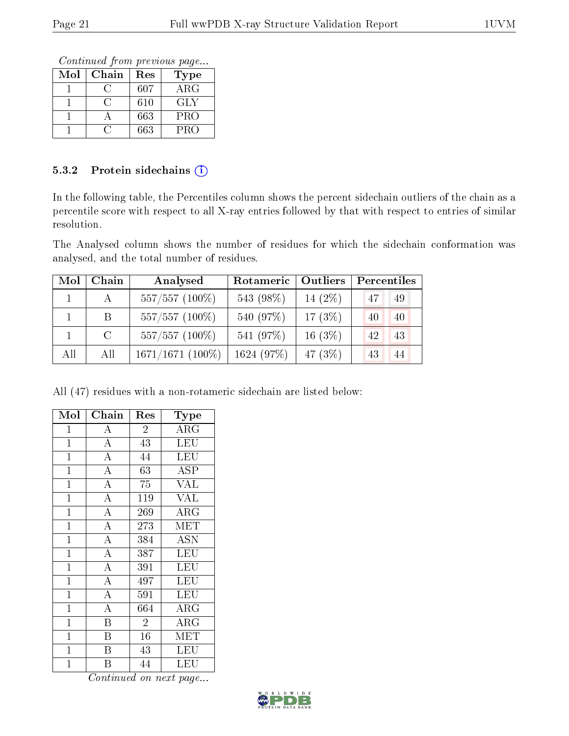*Continued from previous page...*

| Mol | Chain | Res | Type |
|---|---|---|---|
| 1 | C | 607 | ARG |
| 1 | C | 610 | GLY |
| 1 | A | 663 | PRO |
| 1 | C | 663 | PRO |

### 5.3.2 Protein sidechains

In the following table, the Percentiles column shows the percent sidechain outliers of the chain as a percentile score with respect to all X-ray entries followed by that with respect to entries of similar resolution.

The Analysed column shows the number of residues for which the sidechain conformation was analysed, and the total number of residues.

| Mol | Chain | Analysed | Rotameric | Outliers | Percentiles | |
|---|---|---|---|---|---|---|
| 1 | A | 557/557 (100%) | 543 (98%) | 14 (2%) | 47 | 49 |
| 1 | B | 557/557 (100%) | 540 (97%) | 17 (3%) | 40 | 40 |
| 1 | C | 557/557 (100%) | 541 (97%) | 16 (3%) | 42 | 43 |
| All | All | 1671/1671 (100%) | 1624 (97%) | 47 (3%) | 43 | 44 |

All (47) residues with a non-rotameric sidechain are listed below:

| Mol | Chain | Res | Type |
|---|---|---|---|
| 1 | A | 2 | ARG |
| 1 | A | 43 | LEU |
| 1 | A | 44 | LEU |
| 1 | A | 63 | ASP |
| 1 | A | 75 | VAL |
| 1 | A | 119 | VAL |
| 1 | A | 269 | ARG |
| 1 | A | 273 | MET |
| 1 | A | 384 | ASN |
| 1 | A | 387 | LEU |
| 1 | A | 391 | LEU |
| 1 | A | 497 | LEU |
| 1 | A | 591 | LEU |
| 1 | A | 664 | ARG |
| 1 | B | 2 | ARG |
| 1 | B | 16 | MET |
| 1 | B | 43 | LEU |
| 1 | B | 44 | LEU |

*Continued on next page...*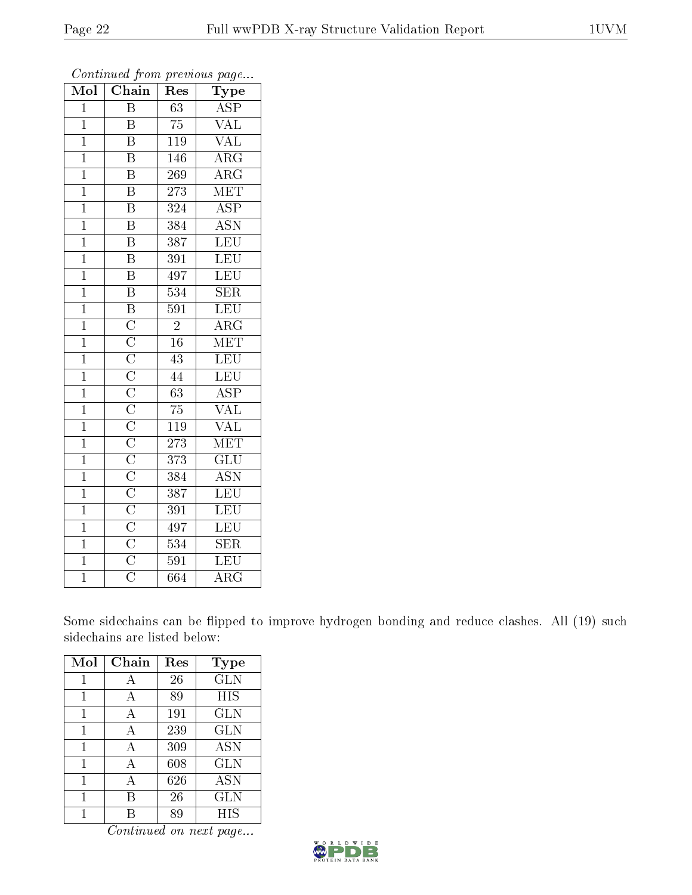*Continued from previous page...*

| Mol | Chain | Res | Type |
|---|---|---|---|
| 1 | B | 63 | ASP |
| 1 | B | 75 | VAL |
| 1 | B | 119 | VAL |
| 1 | B | 146 | ARG |
| 1 | B | 269 | ARG |
| 1 | B | 273 | MET |
| 1 | B | 324 | ASP |
| 1 | B | 384 | ASN |
| 1 | B | 387 | LEU |
| 1 | B | 391 | LEU |
| 1 | B | 497 | LEU |
| 1 | B | 534 | SER |
| 1 | B | 591 | LEU |
| 1 | C | 2 | ARG |
| 1 | C | 16 | MET |
| 1 | C | 43 | LEU |
| 1 | C | 44 | LEU |
| 1 | C | 63 | ASP |
| 1 | C | 75 | VAL |
| 1 | C | 119 | VAL |
| 1 | C | 273 | MET |
| 1 | C | 373 | GLU |
| 1 | C | 384 | ASN |
| 1 | C | 387 | LEU |
| 1 | C | 391 | LEU |
| 1 | C | 497 | LEU |
| 1 | C | 534 | SER |
| 1 | C | 591 | LEU |
| 1 | C | 664 | ARG |

Some sidechains can be flipped to improve hydrogen bonding and reduce clashes. All (19) such sidechains are listed below:

| Mol | Chain | Res | Type |
|---|---|---|---|
| 1 | A | 26 | GLN |
| 1 | A | 89 | HIS |
| 1 | A | 191 | GLN |
| 1 | A | 239 | GLN |
| 1 | A | 309 | ASN |
| 1 | A | 608 | GLN |
| 1 | A | 626 | ASN |
| 1 | B | 26 | GLN |
| 1 | B | 89 | HIS |

*Continued on next page...*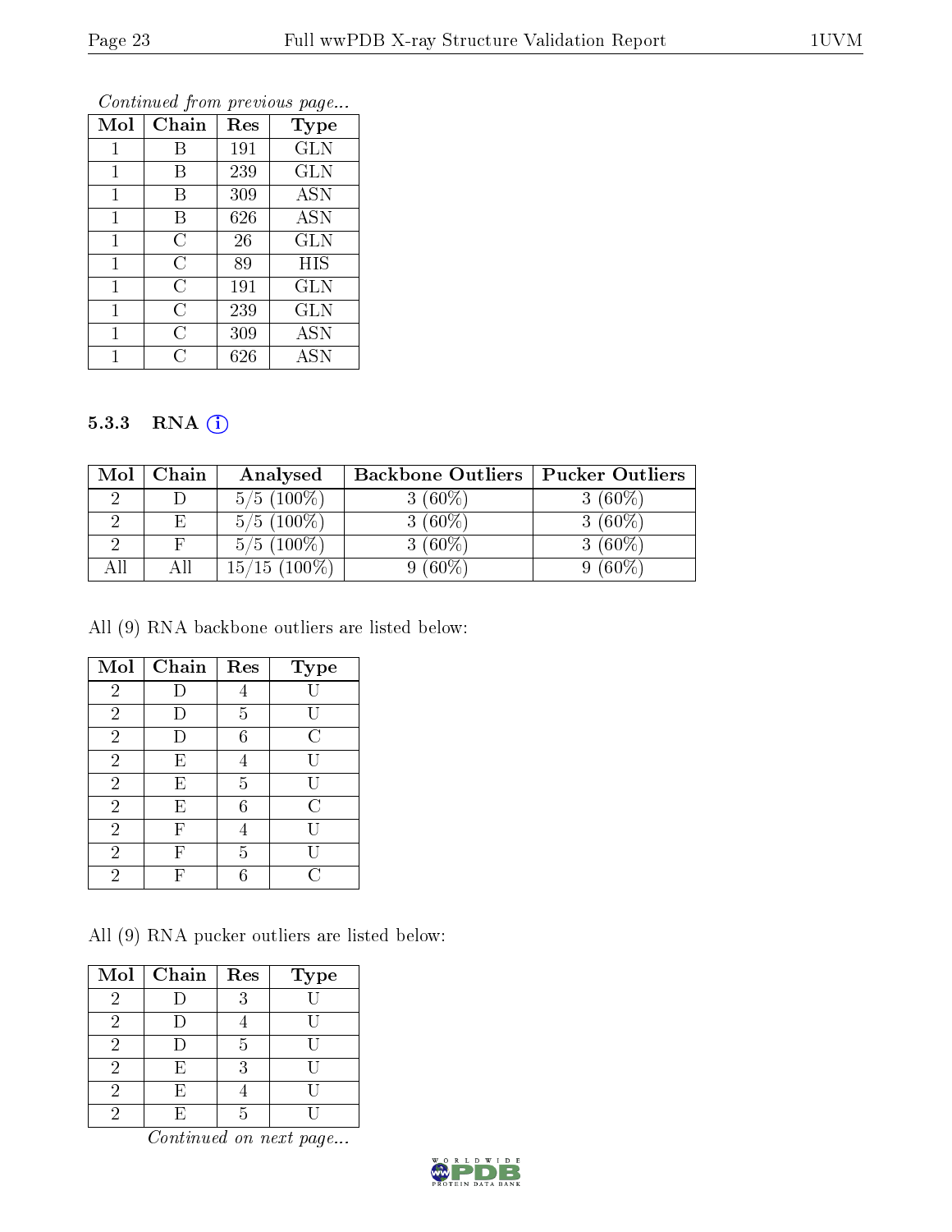*Continued from previous page...*

| Mol | Chain | Res | Type |
|---|---|---|---|
| 1 | B | 191 | GLN |
| 1 | B | 239 | GLN |
| 1 | B | 309 | ASN |
| 1 | B | 626 | ASN |
| 1 | C | 26 | GLN |
| 1 | C | 89 | HIS |
| 1 | C | 191 | GLN |
| 1 | C | 239 | GLN |
| 1 | C | 309 | ASN |
| 1 | C | 626 | ASN |

### 5.3.3 RNA (i)

| Mol | Chain | Analysed | Backbone Outliers | Pucker Outliers |
|---|---|---|---|---|
| 2 | D | 5/5 (100%) | 3 (60%) | 3 (60%) |
| 2 | E | 5/5 (100%) | 3 (60%) | 3 (60%) |
| 2 | F | 5/5 (100%) | 3 (60%) | 3 (60%) |
| All | All | 15/15 (100%) | 9 (60%) | 9 (60%) |

All (9) RNA backbone outliers are listed below:

| Mol | Chain | Res | Type |
|---|---|---|---|
| 2 | D | 4 | U |
| 2 | D | 5 | U |
| 2 | D | 6 | C |
| 2 | E | 4 | U |
| 2 | E | 5 | U |
| 2 | E | 6 | C |
| 2 | F | 4 | U |
| 2 | F | 5 | U |
| 2 | F | 6 | C |

All (9) RNA pucker outliers are listed below:

| Mol | Chain | Res | Type |
|---|---|---|---|
| 2 | D | 3 | U |
| 2 | D | 4 | U |
| 2 | D | 5 | U |
| 2 | E | 3 | U |
| 2 | E | 4 | U |
| 2 | E | 5 | U |

*Continued on next page...*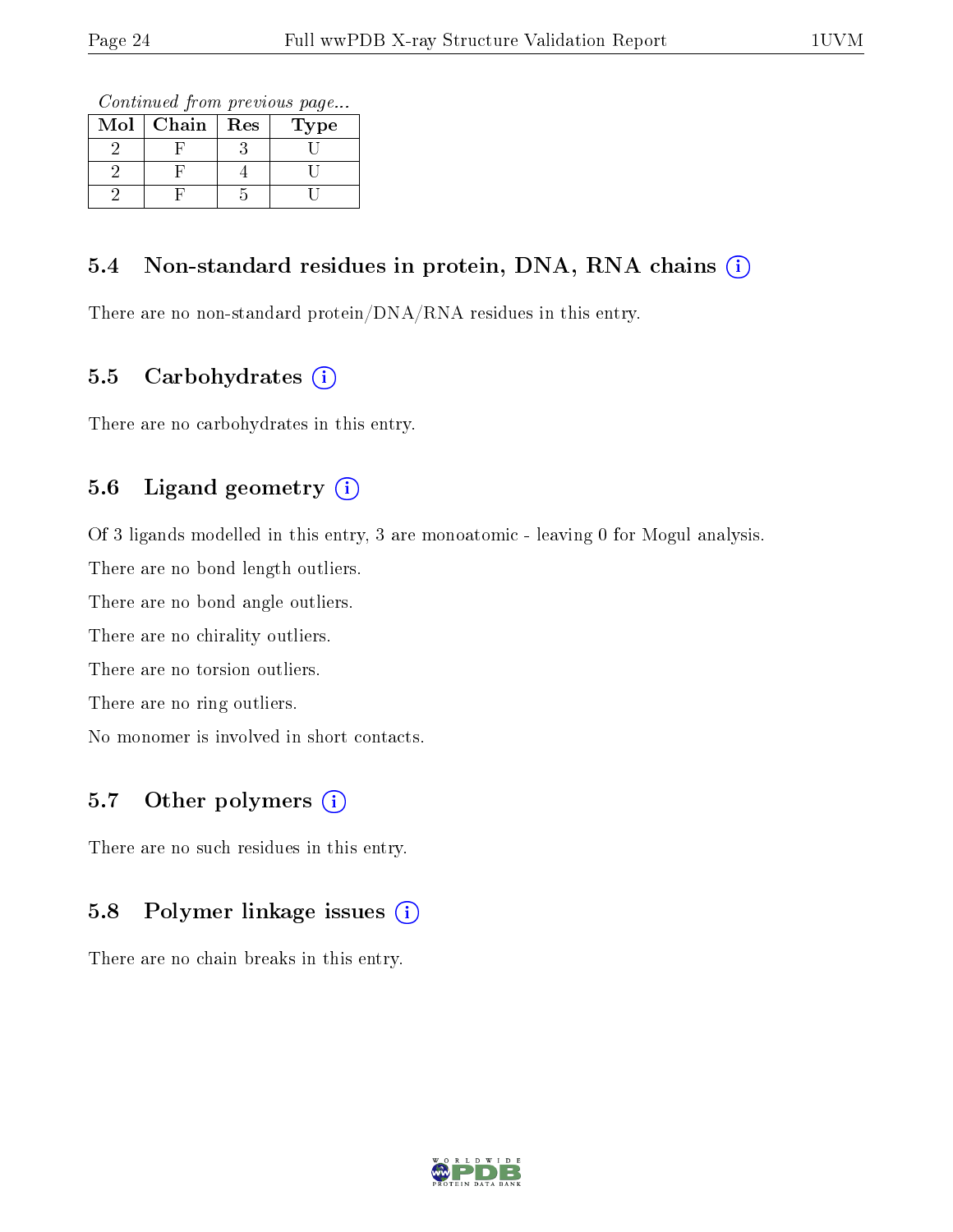*Continued from previous page...*

| Mol | Chain | Res | Type |
|---|---|---|---|
| 2 | F | 3 | U |
| 2 | F | 4 | U |
| 2 | F | 5 | U |

### 5.4 Non-standard residues in protein, DNA, RNA chains (i)

There are no non-standard protein/DNA/RNA residues in this entry.

### 5.5 Carbohydrates (i)

There are no carbohydrates in this entry.

### 5.6 Ligand geometry (i)

Of 3 ligands modelled in this entry, 3 are monoatomic - leaving 0 for Mogul analysis.

There are no bond length outliers.

There are no bond angle outliers.

There are no chirality outliers.

There are no torsion outliers.

There are no ring outliers.

No monomer is involved in short contacts.

### 5.7 Other polymers (i)

There are no such residues in this entry.

### 5.8 Polymer linkage issues (i)

There are no chain breaks in this entry.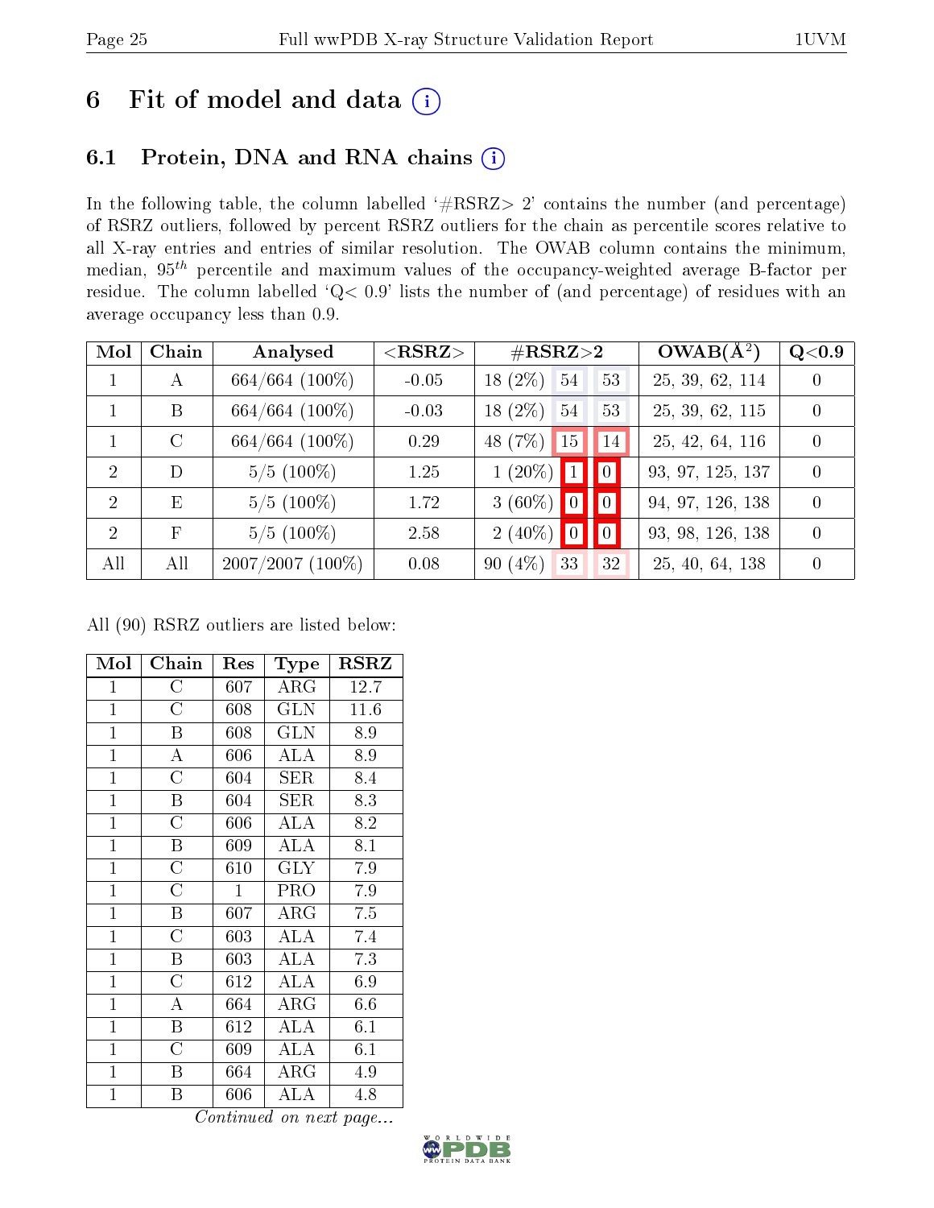# 6 Fit of model and data (i)

## 6.1 Protein, DNA and RNA chains (i)

In the following table, the column labelled '#RSRZ> 2' contains the number (and percentage) of RSRZ outliers, followed by percent RSRZ outliers for the chain as percentile scores relative to all X-ray entries and entries of similar resolution. The OWAB column contains the minimum, median, $95^{th}$ percentile and maximum values of the occupancy-weighted average B-factor per residue. The column labelled 'Q< 0.9' lists the number of (and percentage) of residues with an average occupancy less than 0.9.

| Mol | Chain | Analysed | <RSRZ> | #RSRZ>2 | | | OWAB(Å$^2$) | Q<0.9 |
|---|---|---|---|---|---|---|---|---|
| 1 | A | 664/664 (100%) | -0.05 | 18 (2%) | 54 | 53 | 25, 39, 62, 114 | 0 |
| 1 | B | 664/664 (100%) | -0.03 | 18 (2%) | 54 | 53 | 25, 39, 62, 115 | 0 |
| 1 | C | 664/664 (100%) | 0.29 | 48 (7%) | 15 | 14 | 25, 42, 64, 116 | 0 |
| 2 | D | 5/5 (100%) | 1.25 | 1 (20%) | 1 | 0 | 93, 97, 125, 137 | 0 |
| 2 | E | 5/5 (100%) | 1.72 | 3 (60%) | 0 | 0 | 94, 97, 126, 138 | 0 |
| 2 | F | 5/5 (100%) | 2.58 | 2 (40%) | 0 | 0 | 93, 98, 126, 138 | 0 |
| All | All | 2007/2007 (100%) | 0.08 | 90 (4%) | 33 | 32 | 25, 40, 64, 138 | 0 |

All (90) RSRZ outliers are listed below:

| Mol | Chain | Res | Type | RSRZ |
|---|---|---|---|---|
| 1 | C | 607 | ARG | 12.7 |
| 1 | C | 608 | GLN | 11.6 |
| 1 | B | 608 | GLN | 8.9 |
| 1 | A | 606 | ALA | 8.9 |
| 1 | C | 604 | SER | 8.4 |
| 1 | B | 604 | SER | 8.3 |
| 1 | C | 606 | ALA | 8.2 |
| 1 | B | 609 | ALA | 8.1 |
| 1 | C | 610 | GLY | 7.9 |
| 1 | C | 1 | PRO | 7.9 |
| 1 | B | 607 | ARG | 7.5 |
| 1 | C | 603 | ALA | 7.4 |
| 1 | B | 603 | ALA | 7.3 |
| 1 | C | 612 | ALA | 6.9 |
| 1 | A | 664 | ARG | 6.6 |
| 1 | B | 612 | ALA | 6.1 |
| 1 | C | 609 | ALA | 6.1 |
| 1 | B | 664 | ARG | 4.9 |
| 1 | B | 606 | ALA | 4.8 |

*Continued on next page...*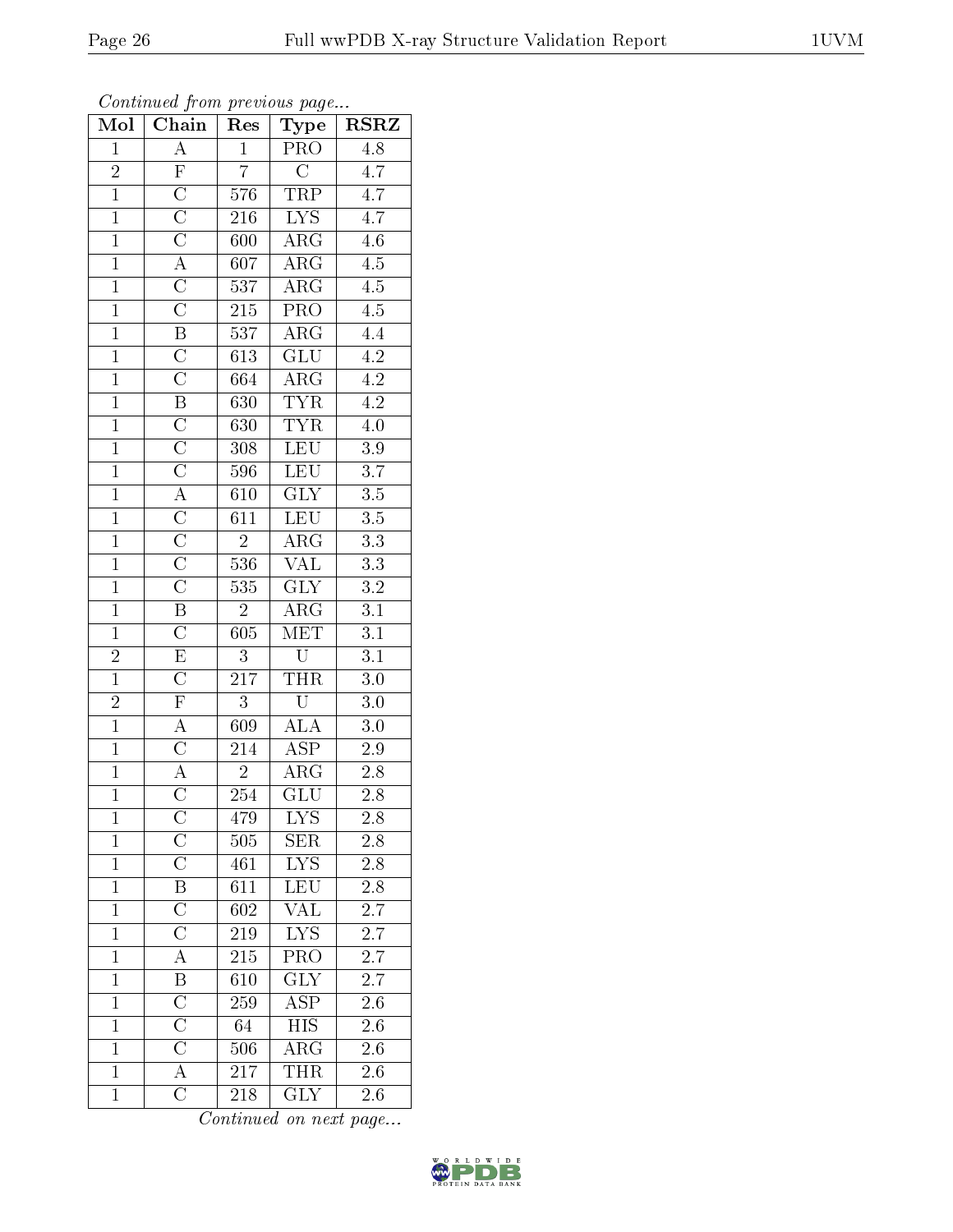*Continued from previous page...*

| Mol | Chain | Res | Type | RSRZ |
|---|---|---|---|---|
| 1 | A | 1 | PRO | 4.8 |
| 2 | F | 7 | C | 4.7 |
| 1 | C | 576 | TRP | 4.7 |
| 1 | C | 216 | LYS | 4.7 |
| 1 | C | 600 | ARG | 4.6 |
| 1 | A | 607 | ARG | 4.5 |
| 1 | C | 537 | ARG | 4.5 |
| 1 | C | 215 | PRO | 4.5 |
| 1 | B | 537 | ARG | 4.4 |
| 1 | C | 613 | GLU | 4.2 |
| 1 | C | 664 | ARG | 4.2 |
| 1 | B | 630 | TYR | 4.2 |
| 1 | C | 630 | TYR | 4.0 |
| 1 | C | 308 | LEU | 3.9 |
| 1 | C | 596 | LEU | 3.7 |
| 1 | A | 610 | GLY | 3.5 |
| 1 | C | 611 | LEU | 3.5 |
| 1 | C | 2 | ARG | 3.3 |
| 1 | C | 536 | VAL | 3.3 |
| 1 | C | 535 | GLY | 3.2 |
| 1 | B | 2 | ARG | 3.1 |
| 1 | C | 605 | MET | 3.1 |
| 2 | E | 3 | U | 3.1 |
| 1 | C | 217 | THR | 3.0 |
| 2 | F | 3 | U | 3.0 |
| 1 | A | 609 | ALA | 3.0 |
| 1 | C | 214 | ASP | 2.9 |
| 1 | A | 2 | ARG | 2.8 |
| 1 | C | 254 | GLU | 2.8 |
| 1 | C | 479 | LYS | 2.8 |
| 1 | C | 505 | SER | 2.8 |
| 1 | C | 461 | LYS | 2.8 |
| 1 | B | 611 | LEU | 2.8 |
| 1 | C | 602 | VAL | 2.7 |
| 1 | C | 219 | LYS | 2.7 |
| 1 | A | 215 | PRO | 2.7 |
| 1 | B | 610 | GLY | 2.7 |
| 1 | C | 259 | ASP | 2.6 |
| 1 | C | 64 | HIS | 2.6 |
| 1 | C | 506 | ARG | 2.6 |
| 1 | A | 217 | THR | 2.6 |
| 1 | C | 218 | GLY | 2.6 |

*Continued on next page...*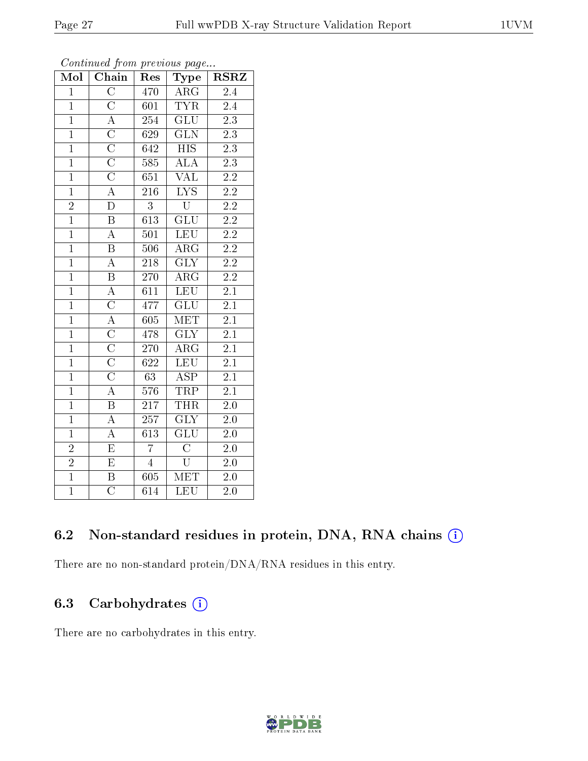*Continued from previous page...*

| Mol | Chain | Res | Type | RSRZ |
|---|---|---|---|---|
| 1 | C | 470 | ARG | 2.4 |
| 1 | C | 601 | TYR | 2.4 |
| 1 | A | 254 | GLU | 2.3 |
| 1 | C | 629 | GLN | 2.3 |
| 1 | C | 642 | HIS | 2.3 |
| 1 | C | 585 | ALA | 2.3 |
| 1 | C | 651 | VAL | 2.2 |
| 1 | A | 216 | LYS | 2.2 |
| 2 | D | 3 | U | 2.2 |
| 1 | B | 613 | GLU | 2.2 |
| 1 | A | 501 | LEU | 2.2 |
| 1 | B | 506 | ARG | 2.2 |
| 1 | A | 218 | GLY | 2.2 |
| 1 | B | 270 | ARG | 2.2 |
| 1 | A | 611 | LEU | 2.1 |
| 1 | C | 477 | GLU | 2.1 |
| 1 | A | 605 | MET | 2.1 |
| 1 | C | 478 | GLY | 2.1 |
| 1 | C | 270 | ARG | 2.1 |
| 1 | C | 622 | LEU | 2.1 |
| 1 | C | 63 | ASP | 2.1 |
| 1 | A | 576 | TRP | 2.1 |
| 1 | B | 217 | THR | 2.0 |
| 1 | A | 257 | GLY | 2.0 |
| 1 | A | 613 | GLU | 2.0 |
| 2 | E | 7 | C | 2.0 |
| 2 | E | 4 | U | 2.0 |
| 1 | B | 605 | MET | 2.0 |
| 1 | C | 614 | LEU | 2.0 |

### 6.2 Non-standard residues in protein, DNA, RNA chains (i)

There are no non-standard protein/DNA/RNA residues in this entry.

### 6.3 Carbohydrates (i)

There are no carbohydrates in this entry.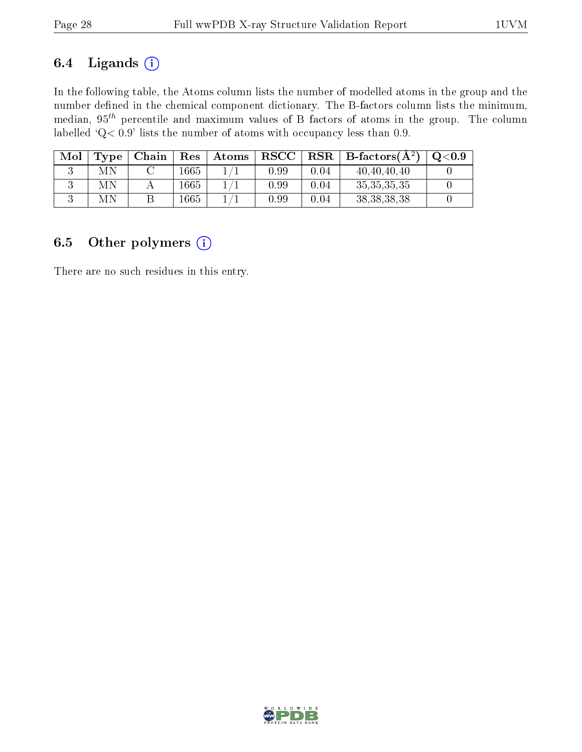### 6.4 Ligands (i)

In the following table, the Atoms column lists the number of modelled atoms in the group and the number defined in the chemical component dictionary. The B-factors column lists the minimum, median, $95^{th}$ percentile and maximum values of B factors of atoms in the group. The column labelled 'Q< 0.9' lists the number of atoms with occupancy less than 0.9.

| Mol | Type | Chain | Res | Atoms | RSCC | RSR | B-factors(Å$^2$) | Q<0.9 |
|---|---|---|---|---|---|---|---|---|
| 3 | MN | C | 1665 | 1/1 | 0.99 | 0.04 | 40,40,40,40 | 0 |
| 3 | MN | A | 1665 | 1/1 | 0.99 | 0.04 | 35,35,35,35 | 0 |
| 3 | MN | B | 1665 | 1/1 | 0.99 | 0.04 | 38,38,38,38 | 0 |

### 6.5 Other polymers (i)

There are no such residues in this entry.